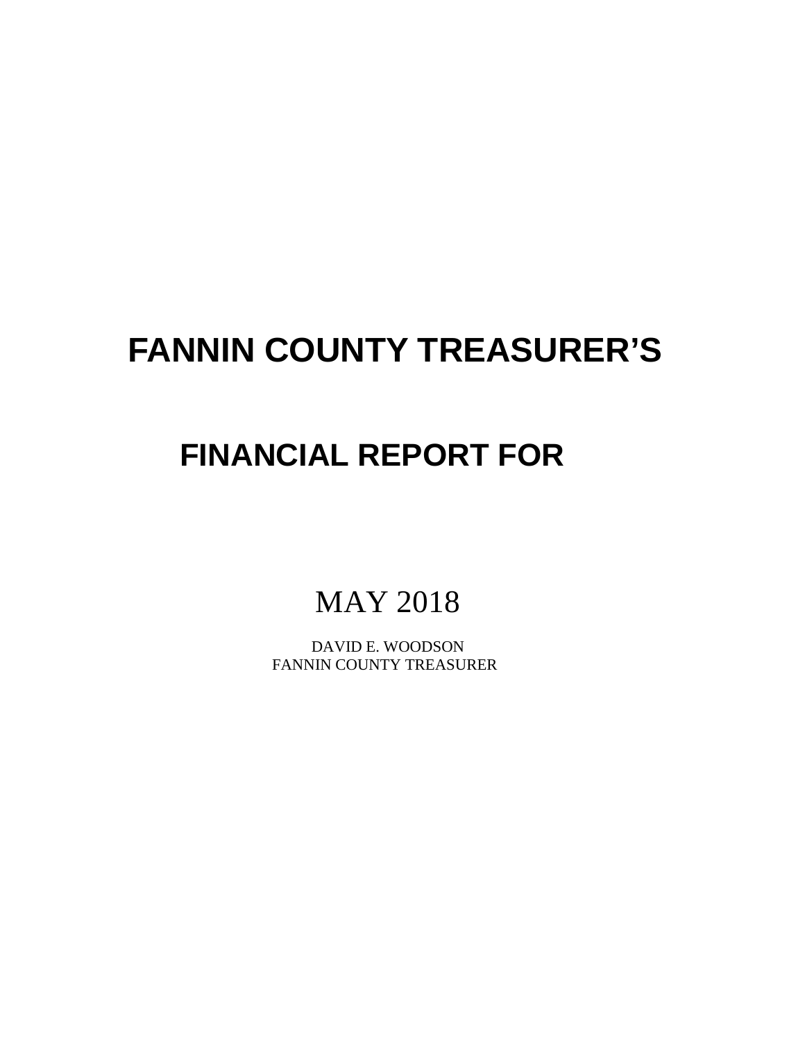# FANNIN COUNTY TREASURER'S

# FINANCIAL REPORT FOR

MAY 2018

DAVID E. WOODSON
FANNIN COUNTY TREASURER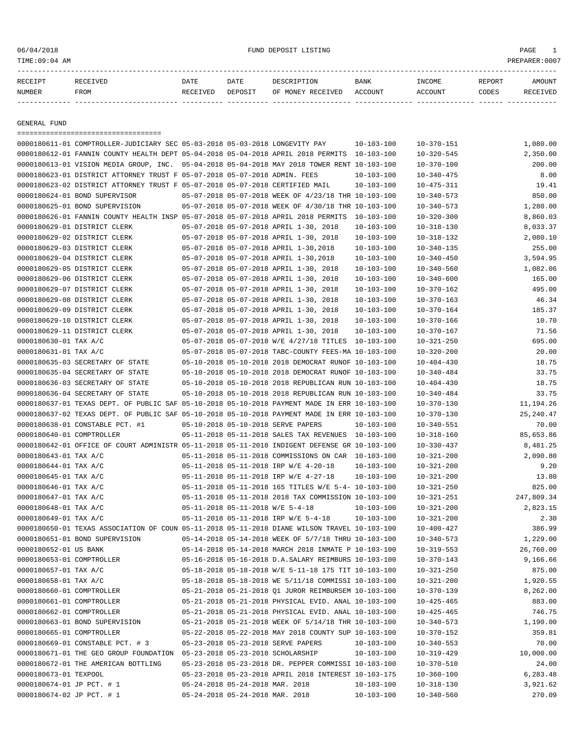06/04/2018 FUND DEPOSIT LISTING

TIME:09:04 AM PREPARER:0007

| RECEIPT NUMBER | RECEIVED FROM | DATE RECEIVED | DATE DEPOSIT | DESCRIPTION OF MONEY RECEIVED | BANK ACCOUNT | INCOME ACCOUNT | REPORT CODES | AMOUNT RECEIVED |
|---|---|---|---|---|---|---|---|---|

## GENERAL FUND

| RECEIPT NUMBER | RECEIVED FROM | DATE RECEIVED | DATE DEPOSIT | DESCRIPTION OF MONEY RECEIVED | BANK ACCOUNT | INCOME ACCOUNT | REPORT CODES | AMOUNT RECEIVED |
|---|---|---|---|---|---|---|---|---|
| 0000180611-01 | COMPTROLLER-JUDICIARY SEC | 05-03-2018 | 05-03-2018 | LONGEVITY PAY | 10-103-100 | 10-370-151 | | 1,080.00 |
| 0000180612-01 | FANNIN COUNTY HEALTH DEPT | 05-04-2018 | 05-04-2018 | APRIL 2018 PERMITS | 10-103-100 | 10-320-545 | | 2,350.00 |
| 0000180613-01 | VISION MEDIA GROUP, INC. | 05-04-2018 | 05-04-2018 | MAY 2018 TOWER RENT | 10-103-100 | 10-370-100 | | 200.00 |
| 0000180623-01 | DISTRICT ATTORNEY TRUST F | 05-07-2018 | 05-07-2018 | ADMIN. FEES | 10-103-100 | 10-340-475 | | 8.00 |
| 0000180623-02 | DISTRICT ATTORNEY TRUST F | 05-07-2018 | 05-07-2018 | CERTIFIED MAIL | 10-103-100 | 10-475-311 | | 19.41 |
| 0000180624-01 | BOND SUPERVISOR | 05-07-2018 | 05-07-2018 | WEEK OF 4/23/18 THR | 10-103-100 | 10-340-573 | | 850.00 |
| 0000180625-01 | BOND SUPERVISION | 05-07-2018 | 05-07-2018 | WEEK OF 4/30/18 THR | 10-103-100 | 10-340-573 | | 1,280.00 |
| 0000180626-01 | FANNIN COUNTY HEALTH INSP | 05-07-2018 | 05-07-2018 | APRIL 2018 PERMITS | 10-103-100 | 10-320-300 | | 8,860.03 |
| 0000180629-01 | DISTRICT CLERK | 05-07-2018 | 05-07-2018 | APRIL 1-30, 2018 | 10-103-100 | 10-318-130 | | 8,033.37 |
| 0000180629-02 | DISTRICT CLERK | 05-07-2018 | 05-07-2018 | APRIL 1-30, 2018 | 10-103-100 | 10-318-132 | | 2,080.10 |
| 0000180629-03 | DISTRICT CLERK | 05-07-2018 | 05-07-2018 | APRIL 1-30,2018 | 10-103-100 | 10-340-135 | | 255.00 |
| 0000180629-04 | DISTRICT CLERK | 05-07-2018 | 05-07-2018 | APRIL 1-30,2018 | 10-103-100 | 10-340-450 | | 3,594.95 |
| 0000180629-05 | DISTRICT CLERK | 05-07-2018 | 05-07-2018 | APRIL 1-30, 2018 | 10-103-100 | 10-340-560 | | 1,082.06 |
| 0000180629-06 | DISTRICT CLERK | 05-07-2018 | 05-07-2018 | APRIL 1-30, 2018 | 10-103-100 | 10-340-600 | | 165.00 |
| 0000180629-07 | DISTRICT CLERK | 05-07-2018 | 05-07-2018 | APRIL 1-30, 2018 | 10-103-100 | 10-370-162 | | 495.00 |
| 0000180629-08 | DISTRICT CLERK | 05-07-2018 | 05-07-2018 | APRIL 1-30, 2018 | 10-103-100 | 10-370-163 | | 46.34 |
| 0000180629-09 | DISTRICT CLERK | 05-07-2018 | 05-07-2018 | APRIL 1-30, 2018 | 10-103-100 | 10-370-164 | | 185.37 |
| 0000180629-10 | DISTRICT CLERK | 05-07-2018 | 05-07-2018 | APRIL 1-30, 2018 | 10-103-100 | 10-370-166 | | 10.70 |
| 0000180629-11 | DISTRICT CLERK | 05-07-2018 | 05-07-2018 | APRIL 1-30, 2018 | 10-103-100 | 10-370-167 | | 71.56 |
| 0000180630-01 | TAX A/C | 05-07-2018 | 05-07-2018 | W/E 4/27/18 TITLES | 10-103-100 | 10-321-250 | | 695.00 |
| 0000180631-01 | TAX A/C | 05-07-2018 | 05-07-2018 | TABC-COUNTY FEES-MA | 10-103-100 | 10-320-200 | | 20.00 |
| 0000180635-03 | SECRETARY OF STATE | 05-10-2018 | 05-10-2018 | 2018 DEMOCRAT RUNOF | 10-103-100 | 10-404-430 | | 18.75 |
| 0000180635-04 | SECRETARY OF STATE | 05-10-2018 | 05-10-2018 | 2018 DEMOCRAT RUNOF | 10-103-100 | 10-340-484 | | 33.75 |
| 0000180636-03 | SECRETARY OF STATE | 05-10-2018 | 05-10-2018 | 2018 REPUBLICAN RUN | 10-103-100 | 10-404-430 | | 18.75 |
| 0000180636-04 | SECRETARY OF STATE | 05-10-2018 | 05-10-2018 | 2018 REPUBLICAN RUN | 10-103-100 | 10-340-484 | | 33.75 |
| 0000180637-01 | TEXAS DEPT. OF PUBLIC SAF | 05-10-2018 | 05-10-2018 | PAYMENT MADE IN ERR | 10-103-100 | 10-370-130 | | 11,194.26 |
| 0000180637-02 | TEXAS DEPT. OF PUBLIC SAF | 05-10-2018 | 05-10-2018 | PAYMENT MADE IN ERR | 10-103-100 | 10-370-130 | | 25,240.47 |
| 0000180638-01 | CONSTABLE PCT. #1 | 05-10-2018 | 05-10-2018 | SERVE PAPERS | 10-103-100 | 10-340-551 | | 70.00 |
| 0000180640-01 | COMPTROLLER | 05-11-2018 | 05-11-2018 | SALES TAX REVENUES | 10-103-100 | 10-318-160 | | 85,653.86 |
| 0000180642-01 | OFFICE OF COURT ADMINISTR | 05-11-2018 | 05-11-2018 | INDIGENT DEFENSE GR | 10-103-100 | 10-330-437 | | 8,481.25 |
| 0000180643-01 | TAX A/C | 05-11-2018 | 05-11-2018 | COMMISSIONS ON CAR | 10-103-100 | 10-321-200 | | 2,090.80 |
| 0000180644-01 | TAX A/C | 05-11-2018 | 05-11-2018 | IRP W/E 4-20-18 | 10-103-100 | 10-321-200 | | 9.20 |
| 0000180645-01 | TAX A/C | 05-11-2018 | 05-11-2018 | IRP W/E 4-27-18 | 10-103-100 | 10-321-200 | | 13.80 |
| 0000180646-01 | TAX A/C | 05-11-2018 | 05-11-2018 | 165 TITLES W/E 5-4- | 10-103-100 | 10-321-250 | | 825.00 |
| 0000180647-01 | TAX A/C | 05-11-2018 | 05-11-2018 | 2018 TAX COMMISSION | 10-103-100 | 10-321-251 | | 247,809.34 |
| 0000180648-01 | TAX A/C | 05-11-2018 | 05-11-2018 | W/E 5-4-18 | 10-103-100 | 10-321-200 | | 2,823.15 |
| 0000180649-01 | TAX A/C | 05-11-2018 | 05-11-2018 | IRP W/E 5-4-18 | 10-103-100 | 10-321-200 | | 2.30 |
| 0000180650-01 | TEXAS ASSOCIATION OF COUN | 05-11-2018 | 05-11-2018 | DIANE WILSON TRAVEL | 10-103-100 | 10-400-427 | | 386.99 |
| 0000180651-01 | BOND SUPERVISION | 05-14-2018 | 05-14-2018 | WEEK OF 5/7/18 THRU | 10-103-100 | 10-340-573 | | 1,229.00 |
| 0000180652-01 | US BANK | 05-14-2018 | 05-14-2018 | MARCH 2018 INMATE P | 10-103-100 | 10-319-553 | | 26,760.00 |
| 0000180653-01 | COMPTROLLER | 05-16-2018 | 05-16-2018 | D.A.SALARY REIMBURS | 10-103-100 | 10-370-143 | | 9,166.66 |
| 0000180657-01 | TAX A/C | 05-18-2018 | 05-18-2018 | W/E 5-11-18 175 TIT | 10-103-100 | 10-321-250 | | 875.00 |
| 0000180658-01 | TAX A/C | 05-18-2018 | 05-18-2018 | WE 5/11/18 COMMISSI | 10-103-100 | 10-321-200 | | 1,920.55 |
| 0000180660-01 | COMPTROLLER | 05-21-2018 | 05-21-2018 | Q1 JUROR REIMBURSEM | 10-103-100 | 10-370-139 | | 8,262.00 |
| 0000180661-01 | COMPTROLLER | 05-21-2018 | 05-21-2018 | PHYSICAL EVID. ANAL | 10-103-100 | 10-425-465 | | 883.00 |
| 0000180662-01 | COMPTROLLER | 05-21-2018 | 05-21-2018 | PHYSICAL EVID. ANAL | 10-103-100 | 10-425-465 | | 746.75 |
| 0000180663-01 | BOND SUPERVISION | 05-21-2018 | 05-21-2018 | WEEK OF 5/14/18 THR | 10-103-100 | 10-340-573 | | 1,190.00 |
| 0000180665-01 | COMPTROLLER | 05-22-2018 | 05-22-2018 | MAY 2018 COUNTY SUP | 10-103-100 | 10-370-152 | | 359.81 |
| 0000180669-01 | CONSTABLE PCT. # 3 | 05-23-2018 | 05-23-2018 | SERVE PAPERS | 10-103-100 | 10-340-553 | | 70.00 |
| 0000180671-01 | THE GEO GROUP FOUNDATION | 05-23-2018 | 05-23-2018 | SCHOLARSHIP | 10-103-100 | 10-319-429 | | 10,000.00 |
| 0000180672-01 | THE AMERICAN BOTTLING | 05-23-2018 | 05-23-2018 | DR. PEPPER COMMISSI | 10-103-100 | 10-370-510 | | 24.00 |
| 0000180673-01 | TEXPOOL | 05-23-2018 | 05-23-2018 | APRIL 2018 INTEREST | 10-103-175 | 10-360-100 | | 6,283.48 |
| 0000180674-01 | JP PCT. # 1 | 05-24-2018 | 05-24-2018 | MAR. 2018 | 10-103-100 | 10-318-130 | | 3,921.62 |
| 0000180674-02 | JP PCT. # 1 | 05-24-2018 | 05-24-2018 | MAR. 2018 | 10-103-100 | 10-340-560 | | 270.09 |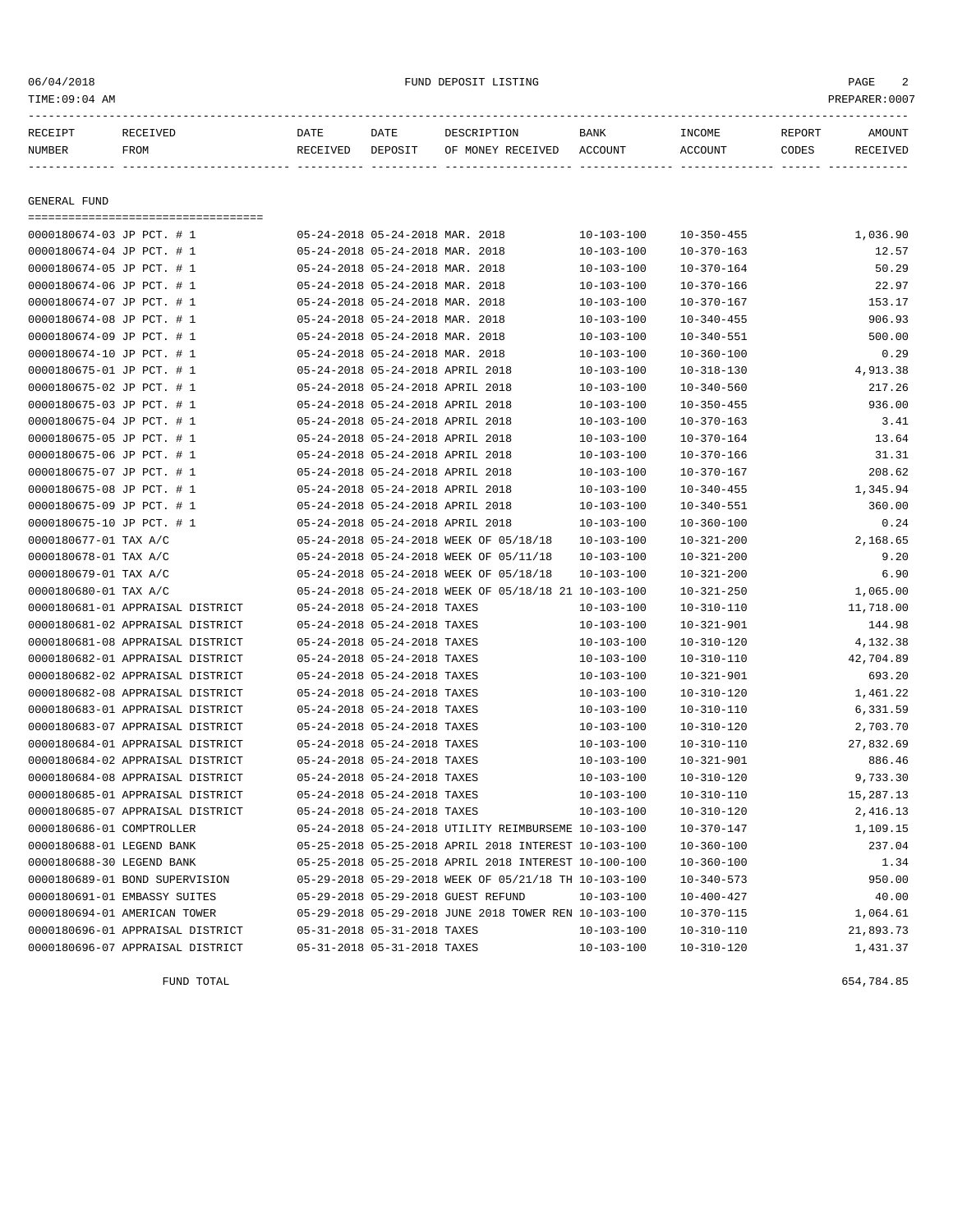06/04/2018 FUND DEPOSIT LISTING

TIME:09:04 AM PREPARER:0007

| RECEIPT NUMBER | RECEIVED FROM | DATE RECEIVED | DATE DEPOSIT | DESCRIPTION OF MONEY RECEIVED | BANK ACCOUNT | INCOME ACCOUNT | REPORT CODES | AMOUNT RECEIVED |
|---|---|---|---|---|---|---|---|---|

## GENERAL FUND

| RECEIPT NUMBER | RECEIVED FROM | DATE RECEIVED | DATE DEPOSIT | DESCRIPTION OF MONEY RECEIVED | BANK ACCOUNT | INCOME ACCOUNT | REPORT CODES | AMOUNT RECEIVED |
|---|---|---|---|---|---|---|---|---|
| 0000180674-03 | JP PCT. # 1 | 05-24-2018 | 05-24-2018 | MAR. 2018 | 10-103-100 | 10-350-455 | | 1,036.90 |
| 0000180674-04 | JP PCT. # 1 | 05-24-2018 | 05-24-2018 | MAR. 2018 | 10-103-100 | 10-370-163 | | 12.57 |
| 0000180674-05 | JP PCT. # 1 | 05-24-2018 | 05-24-2018 | MAR. 2018 | 10-103-100 | 10-370-164 | | 50.29 |
| 0000180674-06 | JP PCT. # 1 | 05-24-2018 | 05-24-2018 | MAR. 2018 | 10-103-100 | 10-370-166 | | 22.97 |
| 0000180674-07 | JP PCT. # 1 | 05-24-2018 | 05-24-2018 | MAR. 2018 | 10-103-100 | 10-370-167 | | 153.17 |
| 0000180674-08 | JP PCT. # 1 | 05-24-2018 | 05-24-2018 | MAR. 2018 | 10-103-100 | 10-340-455 | | 906.93 |
| 0000180674-09 | JP PCT. # 1 | 05-24-2018 | 05-24-2018 | MAR. 2018 | 10-103-100 | 10-340-551 | | 500.00 |
| 0000180674-10 | JP PCT. # 1 | 05-24-2018 | 05-24-2018 | MAR. 2018 | 10-103-100 | 10-360-100 | | 0.29 |
| 0000180675-01 | JP PCT. # 1 | 05-24-2018 | 05-24-2018 | APRIL 2018 | 10-103-100 | 10-318-130 | | 4,913.38 |
| 0000180675-02 | JP PCT. # 1 | 05-24-2018 | 05-24-2018 | APRIL 2018 | 10-103-100 | 10-340-560 | | 217.26 |
| 0000180675-03 | JP PCT. # 1 | 05-24-2018 | 05-24-2018 | APRIL 2018 | 10-103-100 | 10-350-455 | | 936.00 |
| 0000180675-04 | JP PCT. # 1 | 05-24-2018 | 05-24-2018 | APRIL 2018 | 10-103-100 | 10-370-163 | | 3.41 |
| 0000180675-05 | JP PCT. # 1 | 05-24-2018 | 05-24-2018 | APRIL 2018 | 10-103-100 | 10-370-164 | | 13.64 |
| 0000180675-06 | JP PCT. # 1 | 05-24-2018 | 05-24-2018 | APRIL 2018 | 10-103-100 | 10-370-166 | | 31.31 |
| 0000180675-07 | JP PCT. # 1 | 05-24-2018 | 05-24-2018 | APRIL 2018 | 10-103-100 | 10-370-167 | | 208.62 |
| 0000180675-08 | JP PCT. # 1 | 05-24-2018 | 05-24-2018 | APRIL 2018 | 10-103-100 | 10-340-455 | | 1,345.94 |
| 0000180675-09 | JP PCT. # 1 | 05-24-2018 | 05-24-2018 | APRIL 2018 | 10-103-100 | 10-340-551 | | 360.00 |
| 0000180675-10 | JP PCT. # 1 | 05-24-2018 | 05-24-2018 | APRIL 2018 | 10-103-100 | 10-360-100 | | 0.24 |
| 0000180677-01 | TAX A/C | 05-24-2018 | 05-24-2018 | WEEK OF 05/18/18 | 10-103-100 | 10-321-200 | | 2,168.65 |
| 0000180678-01 | TAX A/C | 05-24-2018 | 05-24-2018 | WEEK OF 05/11/18 | 10-103-100 | 10-321-200 | | 9.20 |
| 0000180679-01 | TAX A/C | 05-24-2018 | 05-24-2018 | WEEK OF 05/18/18 | 10-103-100 | 10-321-200 | | 6.90 |
| 0000180680-01 | TAX A/C | 05-24-2018 | 05-24-2018 | WEEK OF 05/18/18 21 | 10-103-100 | 10-321-250 | | 1,065.00 |
| 0000180681-01 | APPRAISAL DISTRICT | 05-24-2018 | 05-24-2018 | TAXES | 10-103-100 | 10-310-110 | | 11,718.00 |
| 0000180681-02 | APPRAISAL DISTRICT | 05-24-2018 | 05-24-2018 | TAXES | 10-103-100 | 10-321-901 | | 144.98 |
| 0000180681-08 | APPRAISAL DISTRICT | 05-24-2018 | 05-24-2018 | TAXES | 10-103-100 | 10-310-120 | | 4,132.38 |
| 0000180682-01 | APPRAISAL DISTRICT | 05-24-2018 | 05-24-2018 | TAXES | 10-103-100 | 10-310-110 | | 42,704.89 |
| 0000180682-02 | APPRAISAL DISTRICT | 05-24-2018 | 05-24-2018 | TAXES | 10-103-100 | 10-321-901 | | 693.20 |
| 0000180682-08 | APPRAISAL DISTRICT | 05-24-2018 | 05-24-2018 | TAXES | 10-103-100 | 10-310-120 | | 1,461.22 |
| 0000180683-01 | APPRAISAL DISTRICT | 05-24-2018 | 05-24-2018 | TAXES | 10-103-100 | 10-310-110 | | 6,331.59 |
| 0000180683-07 | APPRAISAL DISTRICT | 05-24-2018 | 05-24-2018 | TAXES | 10-103-100 | 10-310-120 | | 2,703.70 |
| 0000180684-01 | APPRAISAL DISTRICT | 05-24-2018 | 05-24-2018 | TAXES | 10-103-100 | 10-310-110 | | 27,832.69 |
| 0000180684-02 | APPRAISAL DISTRICT | 05-24-2018 | 05-24-2018 | TAXES | 10-103-100 | 10-321-901 | | 886.46 |
| 0000180684-08 | APPRAISAL DISTRICT | 05-24-2018 | 05-24-2018 | TAXES | 10-103-100 | 10-310-120 | | 9,733.30 |
| 0000180685-01 | APPRAISAL DISTRICT | 05-24-2018 | 05-24-2018 | TAXES | 10-103-100 | 10-310-110 | | 15,287.13 |
| 0000180685-07 | APPRAISAL DISTRICT | 05-24-2018 | 05-24-2018 | TAXES | 10-103-100 | 10-310-120 | | 2,416.13 |
| 0000180686-01 | COMPTROLLER | 05-24-2018 | 05-24-2018 | UTILITY REIMBURSEME | 10-103-100 | 10-370-147 | | 1,109.15 |
| 0000180688-01 | LEGEND BANK | 05-25-2018 | 05-25-2018 | APRIL 2018 INTEREST | 10-103-100 | 10-360-100 | | 237.04 |
| 0000180688-30 | LEGEND BANK | 05-25-2018 | 05-25-2018 | APRIL 2018 INTEREST | 10-100-100 | 10-360-100 | | 1.34 |
| 0000180689-01 | BOND SUPERVISION | 05-29-2018 | 05-29-2018 | WEEK OF 05/21/18 TH | 10-103-100 | 10-340-573 | | 950.00 |
| 0000180691-01 | EMBASSY SUITES | 05-29-2018 | 05-29-2018 | GUEST REFUND | 10-103-100 | 10-400-427 | | 40.00 |
| 0000180694-01 | AMERICAN TOWER | 05-29-2018 | 05-29-2018 | JUNE 2018 TOWER REN | 10-103-100 | 10-370-115 | | 1,064.61 |
| 0000180696-01 | APPRAISAL DISTRICT | 05-31-2018 | 05-31-2018 | TAXES | 10-103-100 | 10-310-110 | | 21,893.73 |
| 0000180696-07 | APPRAISAL DISTRICT | 05-31-2018 | 05-31-2018 | TAXES | 10-103-100 | 10-310-120 | | 1,431.37 |

FUND TOTAL 654,784.85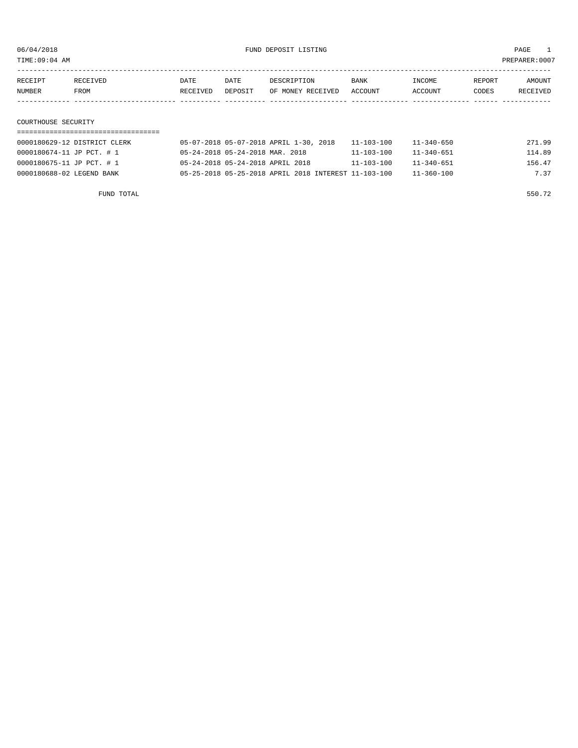06/04/2018 FUND DEPOSIT LISTING PAGE 1

TIME:09:04 AM PREPARER:0007

| RECEIPT NUMBER | RECEIVED FROM | DATE RECEIVED | DATE DEPOSIT | DESCRIPTION OF MONEY RECEIVED | BANK ACCOUNT | INCOME ACCOUNT | REPORT CODES | AMOUNT RECEIVED |
|---|---|---|---|---|---|---|---|---|

## COURTHOUSE SECURITY

| RECEIPT NUMBER | RECEIVED FROM | DATE RECEIVED | DATE DEPOSIT | DESCRIPTION OF MONEY RECEIVED | BANK ACCOUNT | INCOME ACCOUNT | REPORT CODES | AMOUNT RECEIVED |
|---|---|---|---|---|---|---|---|---|
| 0000180629-12 | DISTRICT CLERK | 05-07-2018 | 05-07-2018 | APRIL 1-30, 2018 | 11-103-100 | 11-340-650 | | 271.99 |
| 0000180674-11 | JP PCT. # 1 | 05-24-2018 | 05-24-2018 | MAR. 2018 | 11-103-100 | 11-340-651 | | 114.89 |
| 0000180675-11 | JP PCT. # 1 | 05-24-2018 | 05-24-2018 | APRIL 2018 | 11-103-100 | 11-340-651 | | 156.47 |
| 0000180688-02 | LEGEND BANK | 05-25-2018 | 05-25-2018 | APRIL 2018 INTEREST | 11-103-100 | 11-360-100 | | 7.37 |
| | FUND TOTAL | | | | | | | 550.72 |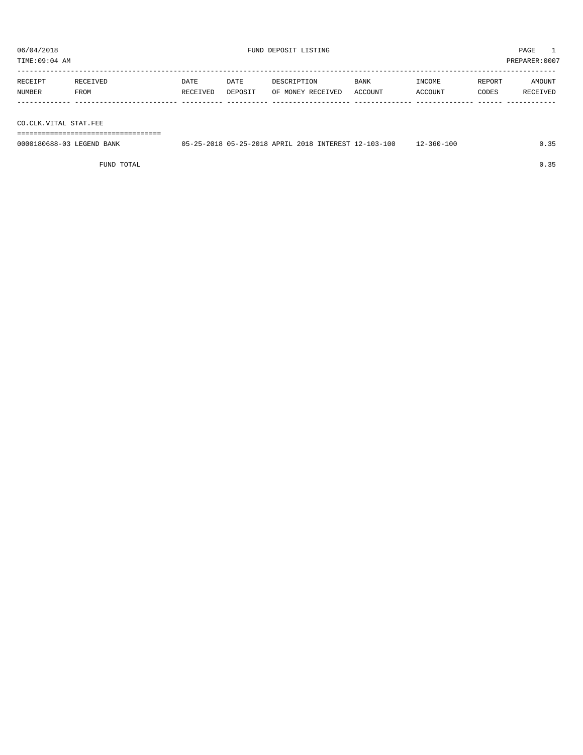06/04/2018 FUND DEPOSIT LISTING PAGE 1

TIME:09:04 AM PREPARER:0007

| RECEIPT NUMBER | RECEIVED FROM | DATE RECEIVED | DATE DEPOSIT | DESCRIPTION OF MONEY RECEIVED | BANK ACCOUNT | INCOME ACCOUNT | REPORT CODES | AMOUNT RECEIVED |
|---|---|---|---|---|---|---|---|---|
| **CO.CLK.VITAL STAT.FEE** | | | | | | | | |
| 0000180688-03 | LEGEND BANK | 05-25-2018 | 05-25-2018 | APRIL 2018 INTEREST | 12-103-100 | 12-360-100 | | 0.35 |
| | FUND TOTAL | | | | | | | 0.35 |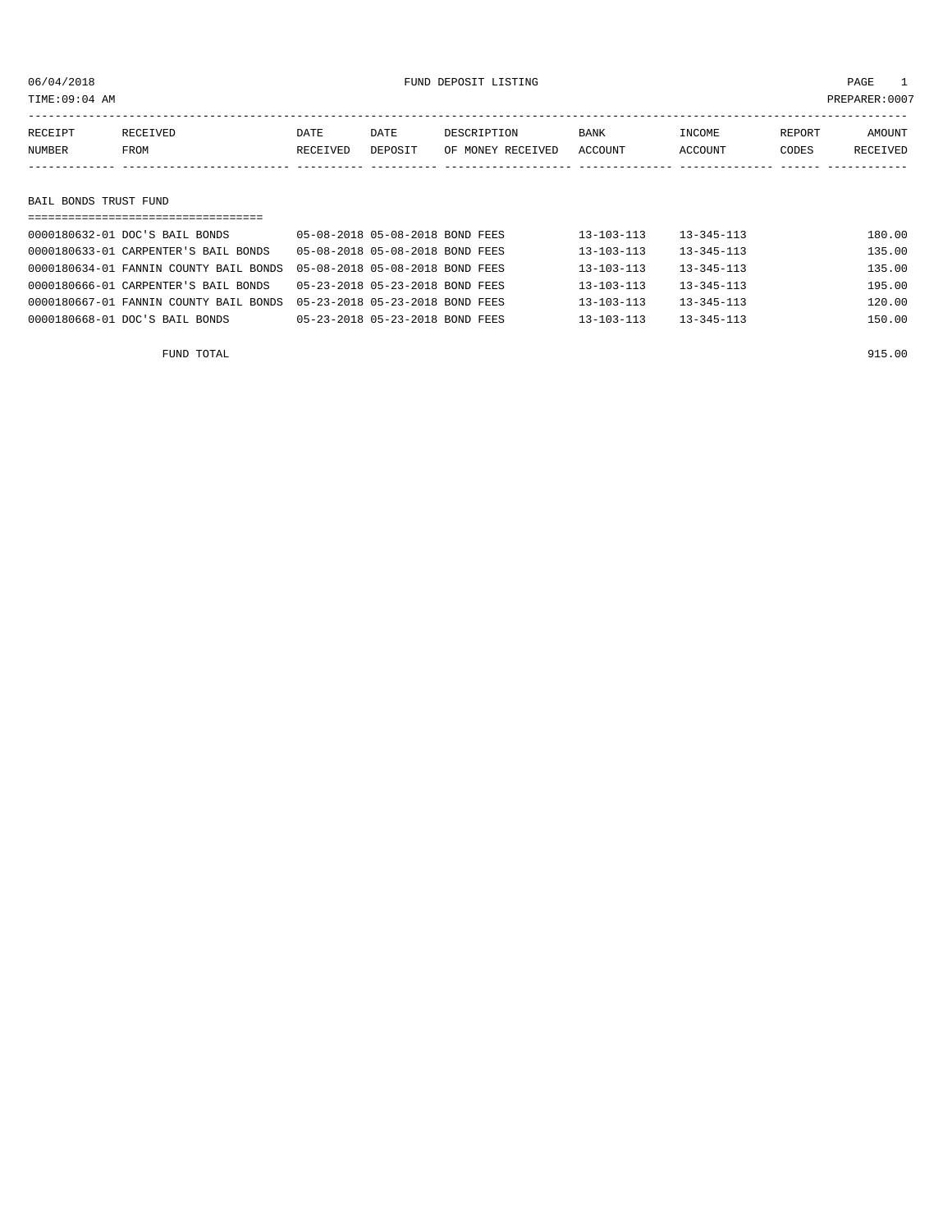06/04/2018 FUND DEPOSIT LISTING

TIME:09:04 AM PREPARER:0007

| RECEIPT NUMBER | RECEIVED FROM | DATE RECEIVED | DATE DEPOSIT | DESCRIPTION OF MONEY RECEIVED | BANK ACCOUNT | INCOME ACCOUNT | REPORT CODES | AMOUNT RECEIVED |
|---|---|---|---|---|---|---|---|---|
| **BAIL BONDS TRUST FUND** | | | | | | | | |
| 0000180632-01 | DOC'S BAIL BONDS | 05-08-2018 | 05-08-2018 | BOND FEES | 13-103-113 | 13-345-113 | | 180.00 |
| 0000180633-01 | CARPENTER'S BAIL BONDS | 05-08-2018 | 05-08-2018 | BOND FEES | 13-103-113 | 13-345-113 | | 135.00 |
| 0000180634-01 | FANNIN COUNTY BAIL BONDS | 05-08-2018 | 05-08-2018 | BOND FEES | 13-103-113 | 13-345-113 | | 135.00 |
| 0000180666-01 | CARPENTER'S BAIL BONDS | 05-23-2018 | 05-23-2018 | BOND FEES | 13-103-113 | 13-345-113 | | 195.00 |
| 0000180667-01 | FANNIN COUNTY BAIL BONDS | 05-23-2018 | 05-23-2018 | BOND FEES | 13-103-113 | 13-345-113 | | 120.00 |
| 0000180668-01 | DOC'S BAIL BONDS | 05-23-2018 | 05-23-2018 | BOND FEES | 13-103-113 | 13-345-113 | | 150.00 |
| | FUND TOTAL | | | | | | | 915.00 |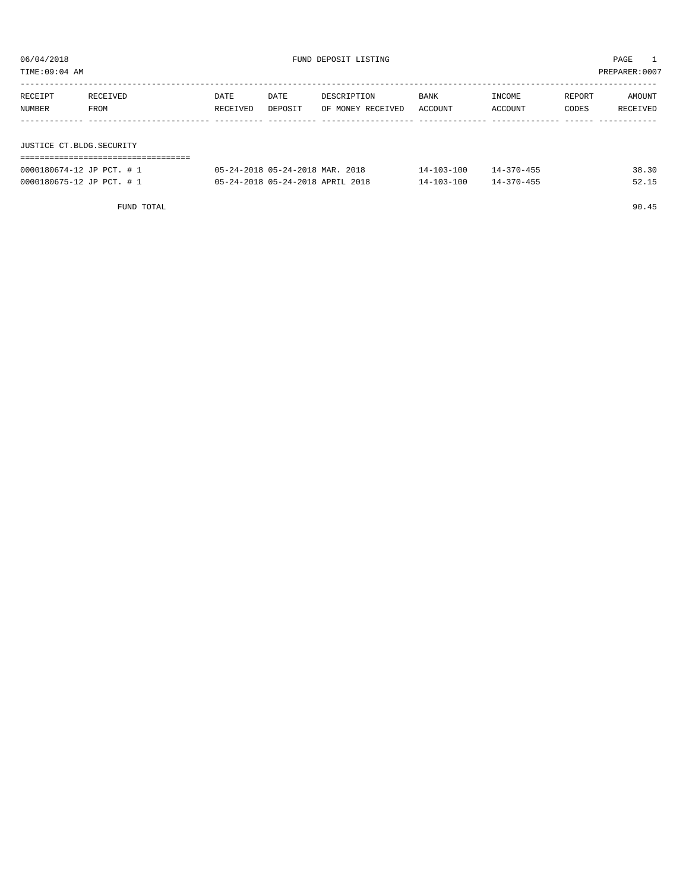06/04/2018 FUND DEPOSIT LISTING

TIME:09:04 AM PREPARER:0007

| RECEIPT NUMBER | RECEIVED FROM | DATE RECEIVED | DATE DEPOSIT | DESCRIPTION OF MONEY RECEIVED | BANK ACCOUNT | INCOME ACCOUNT | REPORT CODES | AMOUNT RECEIVED |
|---|---|---|---|---|---|---|---|---|
| **JUSTICE CT.BLDG.SECURITY** | | | | | | | | |
| 0000180674-12 | JP PCT. # 1 | 05-24-2018 | 05-24-2018 | MAR. 2018 | 14-103-100 | 14-370-455 | | 38.30 |
| 0000180675-12 | JP PCT. # 1 | 05-24-2018 | 05-24-2018 | APRIL 2018 | 14-103-100 | 14-370-455 | | 52.15 |
| | FUND TOTAL | | | | | | | 90.45 |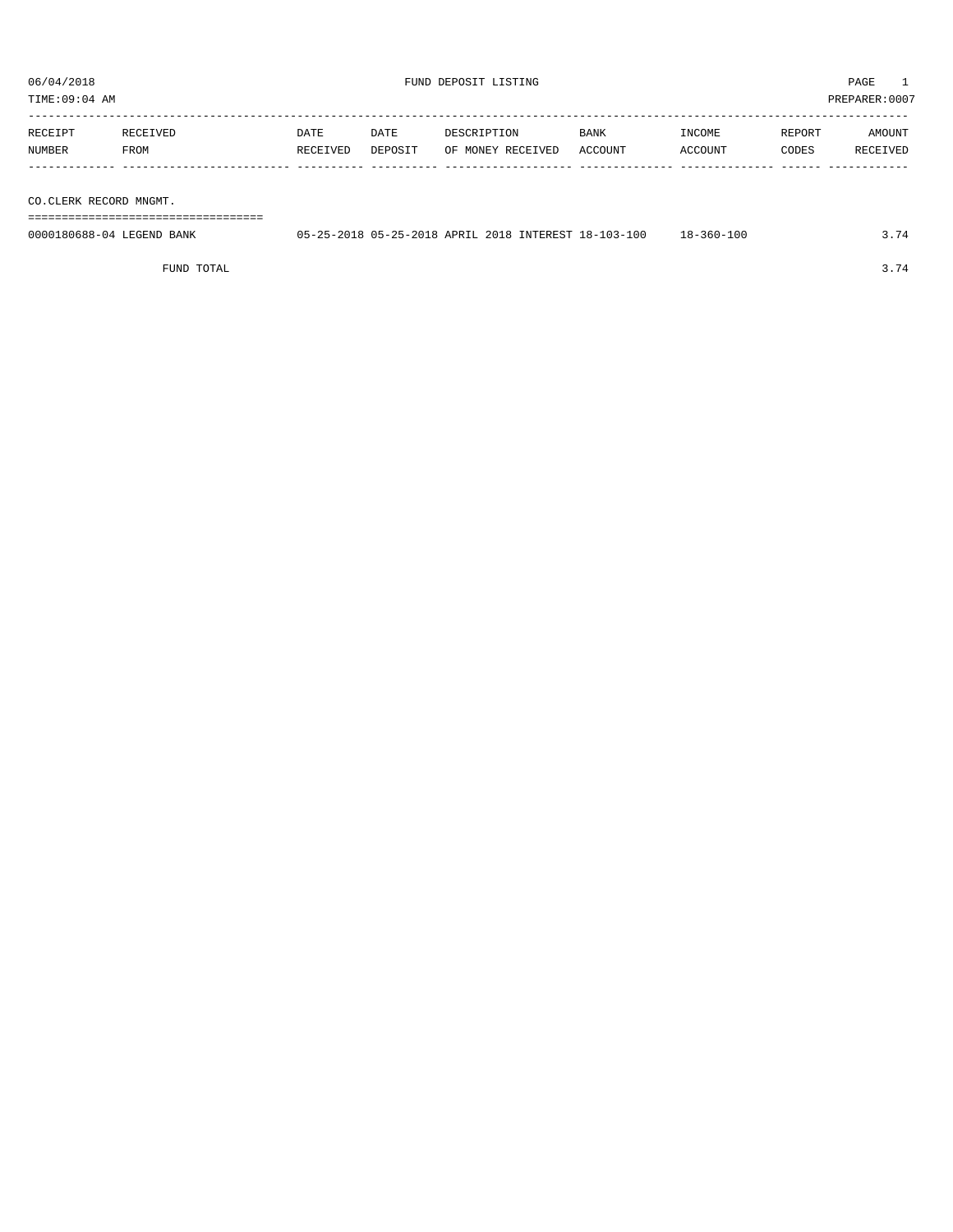06/04/2018 FUND DEPOSIT LISTING PAGE 1

TIME:09:04 AM PREPARER:0007

| RECEIPT NUMBER | RECEIVED FROM | DATE RECEIVED | DATE DEPOSIT | DESCRIPTION OF MONEY RECEIVED | BANK ACCOUNT | INCOME ACCOUNT | REPORT CODES | AMOUNT RECEIVED |
|---|---|---|---|---|---|---|---|---|
| CO.CLERK RECORD MNGMT. | | | | | | | | |
| 0000180688-04 | LEGEND BANK | 05-25-2018 | 05-25-2018 | APRIL 2018 INTEREST | 18-103-100 | 18-360-100 | | 3.74 |
| | FUND TOTAL | | | | | | | 3.74 |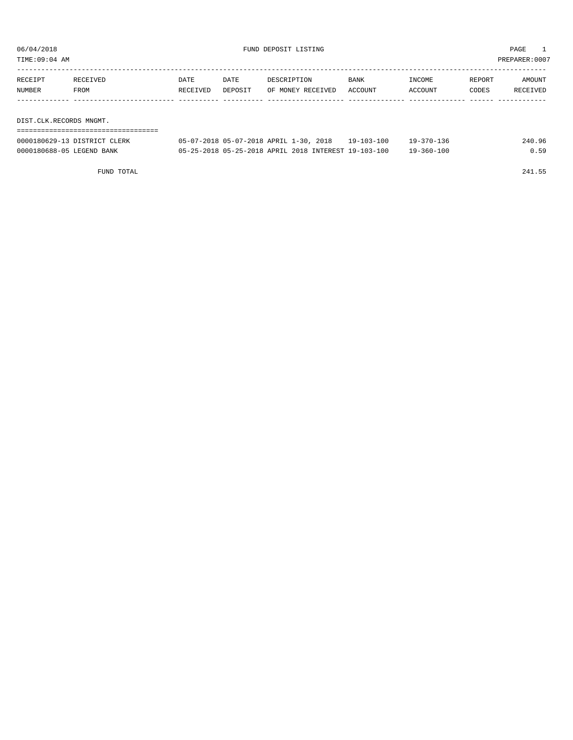06/04/2018 FUND DEPOSIT LISTING

TIME:09:04 AM PREPARER:0007

| RECEIPT NUMBER | RECEIVED FROM | DATE RECEIVED | DATE DEPOSIT | DESCRIPTION OF MONEY RECEIVED | BANK ACCOUNT | INCOME ACCOUNT | REPORT CODES | AMOUNT RECEIVED |
|---|---|---|---|---|---|---|---|---|
| **DIST.CLK.RECORDS MNGMT.** | | | | | | | | |
| 0000180629-13 | DISTRICT CLERK | 05-07-2018 | 05-07-2018 | APRIL 1-30, 2018 | 19-103-100 | 19-370-136 | | 240.96 |
| 0000180688-05 | LEGEND BANK | 05-25-2018 | 05-25-2018 | APRIL 2018 INTEREST | 19-103-100 | 19-360-100 | | 0.59 |
| | FUND TOTAL | | | | | | | 241.55 |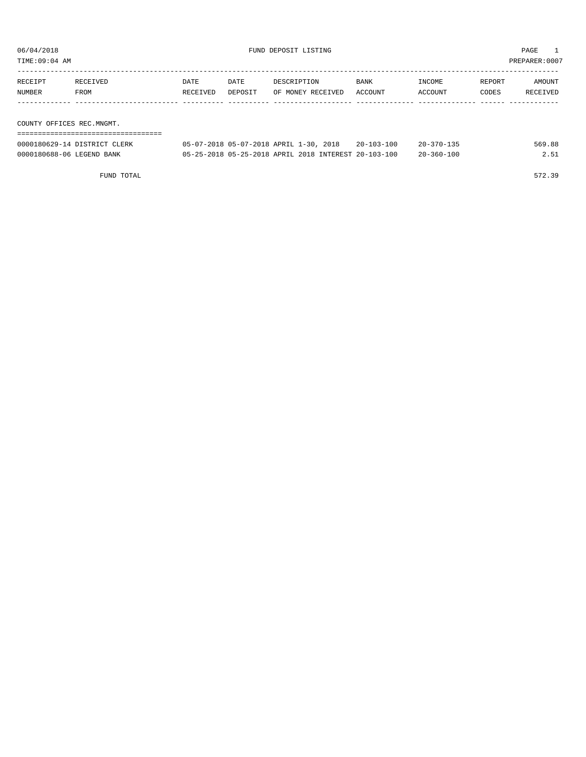06/04/2018 FUND DEPOSIT LISTING PAGE 1

TIME:09:04 AM PREPARER:0007

| RECEIPT NUMBER | RECEIVED FROM | DATE RECEIVED | DATE DEPOSIT | DESCRIPTION OF MONEY RECEIVED | BANK ACCOUNT | INCOME ACCOUNT | REPORT CODES | AMOUNT RECEIVED |
|---|---|---|---|---|---|---|---|---|
| **COUNTY OFFICES REC.MNGMT.** | | | | | | | | |
| 0000180629-14 | DISTRICT CLERK | 05-07-2018 | 05-07-2018 | APRIL 1-30, 2018 | 20-103-100 | 20-370-135 | | 569.88 |
| 0000180688-06 | LEGEND BANK | 05-25-2018 | 05-25-2018 | APRIL 2018 INTEREST | 20-103-100 | 20-360-100 | | 2.51 |
| | FUND TOTAL | | | | | | | 572.39 |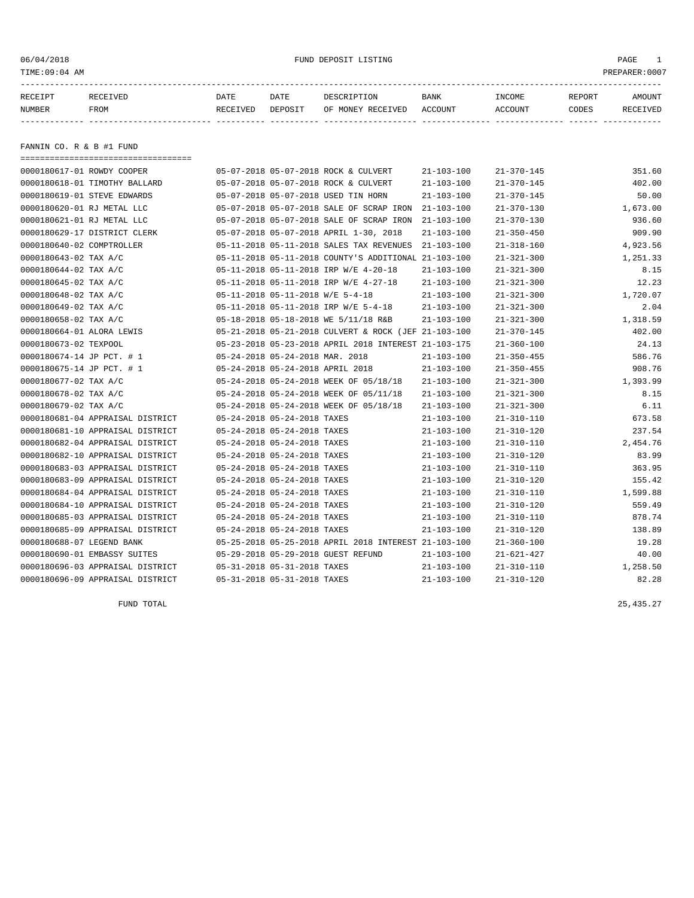06/04/2018 FUND DEPOSIT LISTING

TIME:09:04 AM PREPARER:0007

| RECEIPT NUMBER | RECEIVED FROM | DATE RECEIVED | DATE DEPOSIT | DESCRIPTION OF MONEY RECEIVED | BANK ACCOUNT | INCOME ACCOUNT | REPORT CODES | AMOUNT RECEIVED |
|---|---|---|---|---|---|---|---|---|
| **FANNIN CO. R & B #1 FUND** | | | | | | | | |
| 0000180617-01 | ROWDY COOPER | 05-07-2018 | 05-07-2018 | ROCK & CULVERT | 21-103-100 | 21-370-145 | | 351.60 |
| 0000180618-01 | TIMOTHY BALLARD | 05-07-2018 | 05-07-2018 | ROCK & CULVERT | 21-103-100 | 21-370-145 | | 402.00 |
| 0000180619-01 | STEVE EDWARDS | 05-07-2018 | 05-07-2018 | USED TIN HORN | 21-103-100 | 21-370-145 | | 50.00 |
| 0000180620-01 | RJ METAL LLC | 05-07-2018 | 05-07-2018 | SALE OF SCRAP IRON | 21-103-100 | 21-370-130 | | 1,673.00 |
| 0000180621-01 | RJ METAL LLC | 05-07-2018 | 05-07-2018 | SALE OF SCRAP IRON | 21-103-100 | 21-370-130 | | 936.60 |
| 0000180629-17 | DISTRICT CLERK | 05-07-2018 | 05-07-2018 | APRIL 1-30, 2018 | 21-103-100 | 21-350-450 | | 909.90 |
| 0000180640-02 | COMPTROLLER | 05-11-2018 | 05-11-2018 | SALES TAX REVENUES | 21-103-100 | 21-318-160 | | 4,923.56 |
| 0000180643-02 | TAX A/C | 05-11-2018 | 05-11-2018 | COUNTY'S ADDITIONAL | 21-103-100 | 21-321-300 | | 1,251.33 |
| 0000180644-02 | TAX A/C | 05-11-2018 | 05-11-2018 | IRP W/E 4-20-18 | 21-103-100 | 21-321-300 | | 8.15 |
| 0000180645-02 | TAX A/C | 05-11-2018 | 05-11-2018 | IRP W/E 4-27-18 | 21-103-100 | 21-321-300 | | 12.23 |
| 0000180648-02 | TAX A/C | 05-11-2018 | 05-11-2018 | W/E 5-4-18 | 21-103-100 | 21-321-300 | | 1,720.07 |
| 0000180649-02 | TAX A/C | 05-11-2018 | 05-11-2018 | IRP W/E 5-4-18 | 21-103-100 | 21-321-300 | | 2.04 |
| 0000180658-02 | TAX A/C | 05-18-2018 | 05-18-2018 | WE 5/11/18 R&B | 21-103-100 | 21-321-300 | | 1,318.59 |
| 0000180664-01 | ALORA LEWIS | 05-21-2018 | 05-21-2018 | CULVERT & ROCK (JEF | 21-103-100 | 21-370-145 | | 402.00 |
| 0000180673-02 | TEXPOOL | 05-23-2018 | 05-23-2018 | APRIL 2018 INTEREST | 21-103-175 | 21-360-100 | | 24.13 |
| 0000180674-14 | JP PCT. # 1 | 05-24-2018 | 05-24-2018 | MAR. 2018 | 21-103-100 | 21-350-455 | | 586.76 |
| 0000180675-14 | JP PCT. # 1 | 05-24-2018 | 05-24-2018 | APRIL 2018 | 21-103-100 | 21-350-455 | | 908.76 |
| 0000180677-02 | TAX A/C | 05-24-2018 | 05-24-2018 | WEEK OF 05/18/18 | 21-103-100 | 21-321-300 | | 1,393.99 |
| 0000180678-02 | TAX A/C | 05-24-2018 | 05-24-2018 | WEEK OF 05/11/18 | 21-103-100 | 21-321-300 | | 8.15 |
| 0000180679-02 | TAX A/C | 05-24-2018 | 05-24-2018 | WEEK OF 05/18/18 | 21-103-100 | 21-321-300 | | 6.11 |
| 0000180681-04 | APPRAISAL DISTRICT | 05-24-2018 | 05-24-2018 | TAXES | 21-103-100 | 21-310-110 | | 673.58 |
| 0000180681-10 | APPRAISAL DISTRICT | 05-24-2018 | 05-24-2018 | TAXES | 21-103-100 | 21-310-120 | | 237.54 |
| 0000180682-04 | APPRAISAL DISTRICT | 05-24-2018 | 05-24-2018 | TAXES | 21-103-100 | 21-310-110 | | 2,454.76 |
| 0000180682-10 | APPRAISAL DISTRICT | 05-24-2018 | 05-24-2018 | TAXES | 21-103-100 | 21-310-120 | | 83.99 |
| 0000180683-03 | APPRAISAL DISTRICT | 05-24-2018 | 05-24-2018 | TAXES | 21-103-100 | 21-310-110 | | 363.95 |
| 0000180683-09 | APPRAISAL DISTRICT | 05-24-2018 | 05-24-2018 | TAXES | 21-103-100 | 21-310-120 | | 155.42 |
| 0000180684-04 | APPRAISAL DISTRICT | 05-24-2018 | 05-24-2018 | TAXES | 21-103-100 | 21-310-110 | | 1,599.88 |
| 0000180684-10 | APPRAISAL DISTRICT | 05-24-2018 | 05-24-2018 | TAXES | 21-103-100 | 21-310-120 | | 559.49 |
| 0000180685-03 | APPRAISAL DISTRICT | 05-24-2018 | 05-24-2018 | TAXES | 21-103-100 | 21-310-110 | | 878.74 |
| 0000180685-09 | APPRAISAL DISTRICT | 05-24-2018 | 05-24-2018 | TAXES | 21-103-100 | 21-310-120 | | 138.89 |
| 0000180688-07 | LEGEND BANK | 05-25-2018 | 05-25-2018 | APRIL 2018 INTEREST | 21-103-100 | 21-360-100 | | 19.28 |
| 0000180690-01 | EMBASSY SUITES | 05-29-2018 | 05-29-2018 | GUEST REFUND | 21-103-100 | 21-621-427 | | 40.00 |
| 0000180696-03 | APPRAISAL DISTRICT | 05-31-2018 | 05-31-2018 | TAXES | 21-103-100 | 21-310-110 | | 1,258.50 |
| 0000180696-09 | APPRAISAL DISTRICT | 05-31-2018 | 05-31-2018 | TAXES | 21-103-100 | 21-310-120 | | 82.28 |
| | FUND TOTAL | | | | | | | 25,435.27 |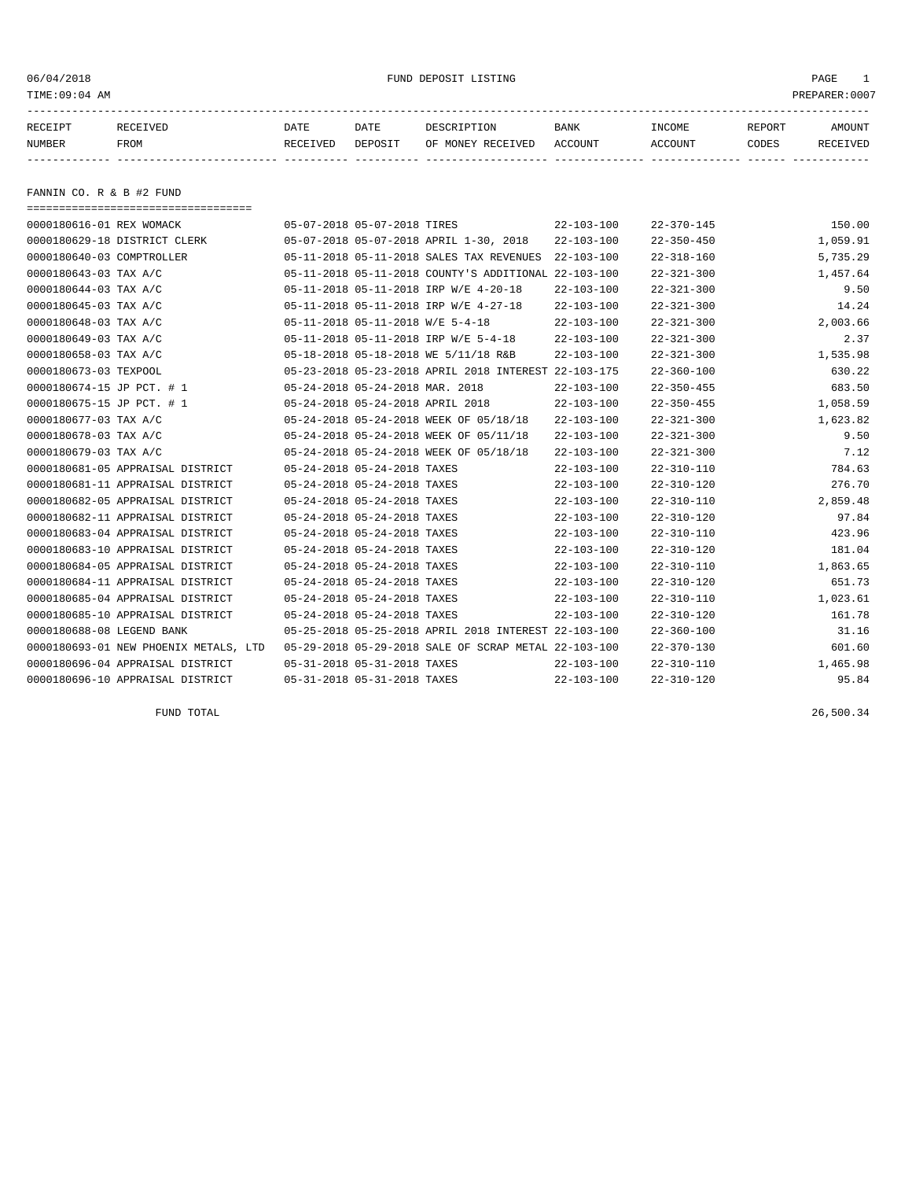# FUND DEPOSIT LISTING

06/04/2018
TIME:09:04 AM
PREPARER:0007

| RECEIPT NUMBER | RECEIVED FROM | DATE RECEIVED | DATE DEPOSIT | DESCRIPTION OF MONEY RECEIVED | BANK ACCOUNT | INCOME ACCOUNT | REPORT CODES | AMOUNT RECEIVED |
|---|---|---|---|---|---|---|---|---|

## FANNIN CO. R & B #2 FUND

| RECEIPT NUMBER | RECEIVED FROM | DATE RECEIVED | DATE DEPOSIT | DESCRIPTION OF MONEY RECEIVED | BANK ACCOUNT | INCOME ACCOUNT | REPORT CODES | AMOUNT RECEIVED |
|---|---|---|---|---|---|---|---|---|
| 0000180616-01 | REX WOMACK | 05-07-2018 | 05-07-2018 | TIRES | 22-103-100 | 22-370-145 | | 150.00 |
| 0000180629-18 | DISTRICT CLERK | 05-07-2018 | 05-07-2018 | APRIL 1-30, 2018 | 22-103-100 | 22-350-450 | | 1,059.91 |
| 0000180640-03 | COMPTROLLER | 05-11-2018 | 05-11-2018 | SALES TAX REVENUES | 22-103-100 | 22-318-160 | | 5,735.29 |
| 0000180643-03 | TAX A/C | 05-11-2018 | 05-11-2018 | COUNTY'S ADDITIONAL | 22-103-100 | 22-321-300 | | 1,457.64 |
| 0000180644-03 | TAX A/C | 05-11-2018 | 05-11-2018 | IRP W/E 4-20-18 | 22-103-100 | 22-321-300 | | 9.50 |
| 0000180645-03 | TAX A/C | 05-11-2018 | 05-11-2018 | IRP W/E 4-27-18 | 22-103-100 | 22-321-300 | | 14.24 |
| 0000180648-03 | TAX A/C | 05-11-2018 | 05-11-2018 | W/E 5-4-18 | 22-103-100 | 22-321-300 | | 2,003.66 |
| 0000180649-03 | TAX A/C | 05-11-2018 | 05-11-2018 | IRP W/E 5-4-18 | 22-103-100 | 22-321-300 | | 2.37 |
| 0000180658-03 | TAX A/C | 05-18-2018 | 05-18-2018 | WE 5/11/18 R&B | 22-103-100 | 22-321-300 | | 1,535.98 |
| 0000180673-03 | TEXPOOL | 05-23-2018 | 05-23-2018 | APRIL 2018 INTEREST | 22-103-175 | 22-360-100 | | 630.22 |
| 0000180674-15 | JP PCT. # 1 | 05-24-2018 | 05-24-2018 | MAR. 2018 | 22-103-100 | 22-350-455 | | 683.50 |
| 0000180675-15 | JP PCT. # 1 | 05-24-2018 | 05-24-2018 | APRIL 2018 | 22-103-100 | 22-350-455 | | 1,058.59 |
| 0000180677-03 | TAX A/C | 05-24-2018 | 05-24-2018 | WEEK OF 05/18/18 | 22-103-100 | 22-321-300 | | 1,623.82 |
| 0000180678-03 | TAX A/C | 05-24-2018 | 05-24-2018 | WEEK OF 05/11/18 | 22-103-100 | 22-321-300 | | 9.50 |
| 0000180679-03 | TAX A/C | 05-24-2018 | 05-24-2018 | WEEK OF 05/18/18 | 22-103-100 | 22-321-300 | | 7.12 |
| 0000180681-05 | APPRAISAL DISTRICT | 05-24-2018 | 05-24-2018 | TAXES | 22-103-100 | 22-310-110 | | 784.63 |
| 0000180681-11 | APPRAISAL DISTRICT | 05-24-2018 | 05-24-2018 | TAXES | 22-103-100 | 22-310-120 | | 276.70 |
| 0000180682-05 | APPRAISAL DISTRICT | 05-24-2018 | 05-24-2018 | TAXES | 22-103-100 | 22-310-110 | | 2,859.48 |
| 0000180682-11 | APPRAISAL DISTRICT | 05-24-2018 | 05-24-2018 | TAXES | 22-103-100 | 22-310-120 | | 97.84 |
| 0000180683-04 | APPRAISAL DISTRICT | 05-24-2018 | 05-24-2018 | TAXES | 22-103-100 | 22-310-110 | | 423.96 |
| 0000180683-10 | APPRAISAL DISTRICT | 05-24-2018 | 05-24-2018 | TAXES | 22-103-100 | 22-310-120 | | 181.04 |
| 0000180684-05 | APPRAISAL DISTRICT | 05-24-2018 | 05-24-2018 | TAXES | 22-103-100 | 22-310-110 | | 1,863.65 |
| 0000180684-11 | APPRAISAL DISTRICT | 05-24-2018 | 05-24-2018 | TAXES | 22-103-100 | 22-310-120 | | 651.73 |
| 0000180685-04 | APPRAISAL DISTRICT | 05-24-2018 | 05-24-2018 | TAXES | 22-103-100 | 22-310-110 | | 1,023.61 |
| 0000180685-10 | APPRAISAL DISTRICT | 05-24-2018 | 05-24-2018 | TAXES | 22-103-100 | 22-310-120 | | 161.78 |
| 0000180688-08 | LEGEND BANK | 05-25-2018 | 05-25-2018 | APRIL 2018 INTEREST | 22-103-100 | 22-360-100 | | 31.16 |
| 0000180693-01 | NEW PHOENIX METALS, LTD | 05-29-2018 | 05-29-2018 | SALE OF SCRAP METAL | 22-103-100 | 22-370-130 | | 601.60 |
| 0000180696-04 | APPRAISAL DISTRICT | 05-31-2018 | 05-31-2018 | TAXES | 22-103-100 | 22-310-110 | | 1,465.98 |
| 0000180696-10 | APPRAISAL DISTRICT | 05-31-2018 | 05-31-2018 | TAXES | 22-103-100 | 22-310-120 | | 95.84 |
| | FUND TOTAL | | | | | | | 26,500.34 |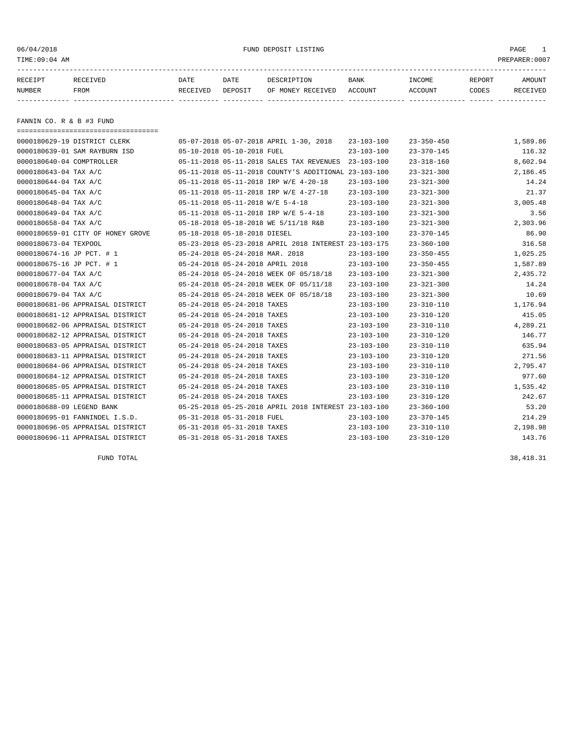# FUND DEPOSIT LISTING

06/04/2018
TIME:09:04 AM
PREPARER:0007

## FANNIN CO. R & B #3 FUND

| RECEIPT NUMBER | RECEIVED FROM | DATE RECEIVED | DATE DEPOSIT | DESCRIPTION OF MONEY RECEIVED | BANK ACCOUNT | INCOME ACCOUNT | REPORT CODES | AMOUNT RECEIVED |
|---|---|---|---|---|---|---|---|---|
| 0000180629-19 | DISTRICT CLERK | 05-07-2018 | 05-07-2018 | APRIL 1-30, 2018 | 23-103-100 | 23-350-450 | | 1,589.86 |
| 0000180639-01 | SAM RAYBURN ISD | 05-10-2018 | 05-10-2018 | FUEL | 23-103-100 | 23-370-145 | | 116.32 |
| 0000180640-04 | COMPTROLLER | 05-11-2018 | 05-11-2018 | SALES TAX REVENUES | 23-103-100 | 23-318-160 | | 8,602.94 |
| 0000180643-04 | TAX A/C | 05-11-2018 | 05-11-2018 | COUNTY'S ADDITIONAL | 23-103-100 | 23-321-300 | | 2,186.45 |
| 0000180644-04 | TAX A/C | 05-11-2018 | 05-11-2018 | IRP W/E 4-20-18 | 23-103-100 | 23-321-300 | | 14.24 |
| 0000180645-04 | TAX A/C | 05-11-2018 | 05-11-2018 | IRP W/E 4-27-18 | 23-103-100 | 23-321-300 | | 21.37 |
| 0000180648-04 | TAX A/C | 05-11-2018 | 05-11-2018 | W/E 5-4-18 | 23-103-100 | 23-321-300 | | 3,005.48 |
| 0000180649-04 | TAX A/C | 05-11-2018 | 05-11-2018 | IRP W/E 5-4-18 | 23-103-100 | 23-321-300 | | 3.56 |
| 0000180658-04 | TAX A/C | 05-18-2018 | 05-18-2018 | WE 5/11/18 R&B | 23-103-100 | 23-321-300 | | 2,303.96 |
| 0000180659-01 | CITY OF HONEY GROVE | 05-18-2018 | 05-18-2018 | DIESEL | 23-103-100 | 23-370-145 | | 86.90 |
| 0000180673-04 | TEXPOOL | 05-23-2018 | 05-23-2018 | APRIL 2018 INTEREST | 23-103-175 | 23-360-100 | | 316.58 |
| 0000180674-16 | JP PCT. # 1 | 05-24-2018 | 05-24-2018 | MAR. 2018 | 23-103-100 | 23-350-455 | | 1,025.25 |
| 0000180675-16 | JP PCT. # 1 | 05-24-2018 | 05-24-2018 | APRIL 2018 | 23-103-100 | 23-350-455 | | 1,587.89 |
| 0000180677-04 | TAX A/C | 05-24-2018 | 05-24-2018 | WEEK OF 05/18/18 | 23-103-100 | 23-321-300 | | 2,435.72 |
| 0000180678-04 | TAX A/C | 05-24-2018 | 05-24-2018 | WEEK OF 05/11/18 | 23-103-100 | 23-321-300 | | 14.24 |
| 0000180679-04 | TAX A/C | 05-24-2018 | 05-24-2018 | WEEK OF 05/18/18 | 23-103-100 | 23-321-300 | | 10.69 |
| 0000180681-06 | APPRAISAL DISTRICT | 05-24-2018 | 05-24-2018 | TAXES | 23-103-100 | 23-310-110 | | 1,176.94 |
| 0000180681-12 | APPRAISAL DISTRICT | 05-24-2018 | 05-24-2018 | TAXES | 23-103-100 | 23-310-120 | | 415.05 |
| 0000180682-06 | APPRAISAL DISTRICT | 05-24-2018 | 05-24-2018 | TAXES | 23-103-100 | 23-310-110 | | 4,289.21 |
| 0000180682-12 | APPRAISAL DISTRICT | 05-24-2018 | 05-24-2018 | TAXES | 23-103-100 | 23-310-120 | | 146.77 |
| 0000180683-05 | APPRAISAL DISTRICT | 05-24-2018 | 05-24-2018 | TAXES | 23-103-100 | 23-310-110 | | 635.94 |
| 0000180683-11 | APPRAISAL DISTRICT | 05-24-2018 | 05-24-2018 | TAXES | 23-103-100 | 23-310-120 | | 271.56 |
| 0000180684-06 | APPRAISAL DISTRICT | 05-24-2018 | 05-24-2018 | TAXES | 23-103-100 | 23-310-110 | | 2,795.47 |
| 0000180684-12 | APPRAISAL DISTRICT | 05-24-2018 | 05-24-2018 | TAXES | 23-103-100 | 23-310-120 | | 977.60 |
| 0000180685-05 | APPRAISAL DISTRICT | 05-24-2018 | 05-24-2018 | TAXES | 23-103-100 | 23-310-110 | | 1,535.42 |
| 0000180685-11 | APPRAISAL DISTRICT | 05-24-2018 | 05-24-2018 | TAXES | 23-103-100 | 23-310-120 | | 242.67 |
| 0000180688-09 | LEGEND BANK | 05-25-2018 | 05-25-2018 | APRIL 2018 INTEREST | 23-103-100 | 23-360-100 | | 53.20 |
| 0000180695-01 | FANNINDEL I.S.D. | 05-31-2018 | 05-31-2018 | FUEL | 23-103-100 | 23-370-145 | | 214.29 |
| 0000180696-05 | APPRAISAL DISTRICT | 05-31-2018 | 05-31-2018 | TAXES | 23-103-100 | 23-310-110 | | 2,198.98 |
| 0000180696-11 | APPRAISAL DISTRICT | 05-31-2018 | 05-31-2018 | TAXES | 23-103-100 | 23-310-120 | | 143.76 |

FUND TOTAL 38,418.31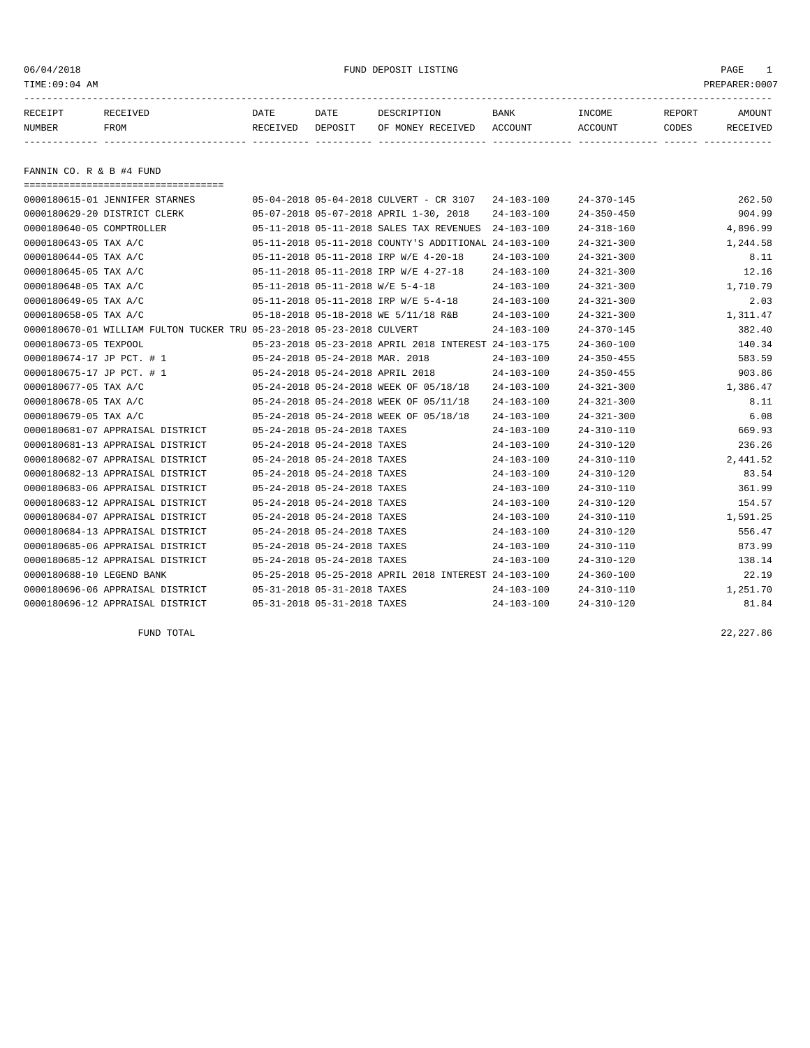06/04/2018 FUND DEPOSIT LISTING

TIME:09:04 AM PREPARER:0007

| RECEIPT NUMBER | RECEIVED FROM | DATE RECEIVED | DATE DEPOSIT | DESCRIPTION OF MONEY RECEIVED | BANK ACCOUNT | INCOME ACCOUNT | REPORT CODES | AMOUNT RECEIVED |
|---|---|---|---|---|---|---|---|---|

## FANNIN CO. R & B #4 FUND

| RECEIPT NUMBER | RECEIVED FROM | DATE RECEIVED | DATE DEPOSIT | DESCRIPTION OF MONEY RECEIVED | BANK ACCOUNT | INCOME ACCOUNT | REPORT CODES | AMOUNT RECEIVED |
|---|---|---|---|---|---|---|---|---|
| 0000180615-01 | JENNIFER STARNES | 05-04-2018 | 05-04-2018 | CULVERT - CR 3107 | 24-103-100 | 24-370-145 | | 262.50 |
| 0000180629-20 | DISTRICT CLERK | 05-07-2018 | 05-07-2018 | APRIL 1-30, 2018 | 24-103-100 | 24-350-450 | | 904.99 |
| 0000180640-05 | COMPTROLLER | 05-11-2018 | 05-11-2018 | SALES TAX REVENUES | 24-103-100 | 24-318-160 | | 4,896.99 |
| 0000180643-05 | TAX A/C | 05-11-2018 | 05-11-2018 | COUNTY'S ADDITIONAL | 24-103-100 | 24-321-300 | | 1,244.58 |
| 0000180644-05 | TAX A/C | 05-11-2018 | 05-11-2018 | IRP W/E 4-20-18 | 24-103-100 | 24-321-300 | | 8.11 |
| 0000180645-05 | TAX A/C | 05-11-2018 | 05-11-2018 | IRP W/E 4-27-18 | 24-103-100 | 24-321-300 | | 12.16 |
| 0000180648-05 | TAX A/C | 05-11-2018 | 05-11-2018 | W/E 5-4-18 | 24-103-100 | 24-321-300 | | 1,710.79 |
| 0000180649-05 | TAX A/C | 05-11-2018 | 05-11-2018 | IRP W/E 5-4-18 | 24-103-100 | 24-321-300 | | 2.03 |
| 0000180658-05 | TAX A/C | 05-18-2018 | 05-18-2018 | WE 5/11/18 R&B | 24-103-100 | 24-321-300 | | 1,311.47 |
| 0000180670-01 | WILLIAM FULTON TUCKER TRU | 05-23-2018 | 05-23-2018 | CULVERT | 24-103-100 | 24-370-145 | | 382.40 |
| 0000180673-05 | TEXPOOL | 05-23-2018 | 05-23-2018 | APRIL 2018 INTEREST | 24-103-175 | 24-360-100 | | 140.34 |
| 0000180674-17 | JP PCT. # 1 | 05-24-2018 | 05-24-2018 | MAR. 2018 | 24-103-100 | 24-350-455 | | 583.59 |
| 0000180675-17 | JP PCT. # 1 | 05-24-2018 | 05-24-2018 | APRIL 2018 | 24-103-100 | 24-350-455 | | 903.86 |
| 0000180677-05 | TAX A/C | 05-24-2018 | 05-24-2018 | WEEK OF 05/18/18 | 24-103-100 | 24-321-300 | | 1,386.47 |
| 0000180678-05 | TAX A/C | 05-24-2018 | 05-24-2018 | WEEK OF 05/11/18 | 24-103-100 | 24-321-300 | | 8.11 |
| 0000180679-05 | TAX A/C | 05-24-2018 | 05-24-2018 | WEEK OF 05/18/18 | 24-103-100 | 24-321-300 | | 6.08 |
| 0000180681-07 | APPRAISAL DISTRICT | 05-24-2018 | 05-24-2018 | TAXES | 24-103-100 | 24-310-110 | | 669.93 |
| 0000180681-13 | APPRAISAL DISTRICT | 05-24-2018 | 05-24-2018 | TAXES | 24-103-100 | 24-310-120 | | 236.26 |
| 0000180682-07 | APPRAISAL DISTRICT | 05-24-2018 | 05-24-2018 | TAXES | 24-103-100 | 24-310-110 | | 2,441.52 |
| 0000180682-13 | APPRAISAL DISTRICT | 05-24-2018 | 05-24-2018 | TAXES | 24-103-100 | 24-310-120 | | 83.54 |
| 0000180683-06 | APPRAISAL DISTRICT | 05-24-2018 | 05-24-2018 | TAXES | 24-103-100 | 24-310-110 | | 361.99 |
| 0000180683-12 | APPRAISAL DISTRICT | 05-24-2018 | 05-24-2018 | TAXES | 24-103-100 | 24-310-120 | | 154.57 |
| 0000180684-07 | APPRAISAL DISTRICT | 05-24-2018 | 05-24-2018 | TAXES | 24-103-100 | 24-310-110 | | 1,591.25 |
| 0000180684-13 | APPRAISAL DISTRICT | 05-24-2018 | 05-24-2018 | TAXES | 24-103-100 | 24-310-120 | | 556.47 |
| 0000180685-06 | APPRAISAL DISTRICT | 05-24-2018 | 05-24-2018 | TAXES | 24-103-100 | 24-310-110 | | 873.99 |
| 0000180685-12 | APPRAISAL DISTRICT | 05-24-2018 | 05-24-2018 | TAXES | 24-103-100 | 24-310-120 | | 138.14 |
| 0000180688-10 | LEGEND BANK | 05-25-2018 | 05-25-2018 | APRIL 2018 INTEREST | 24-103-100 | 24-360-100 | | 22.19 |
| 0000180696-06 | APPRAISAL DISTRICT | 05-31-2018 | 05-31-2018 | TAXES | 24-103-100 | 24-310-110 | | 1,251.70 |
| 0000180696-12 | APPRAISAL DISTRICT | 05-31-2018 | 05-31-2018 | TAXES | 24-103-100 | 24-310-120 | | 81.84 |
| | FUND TOTAL | | | | | | | 22,227.86 |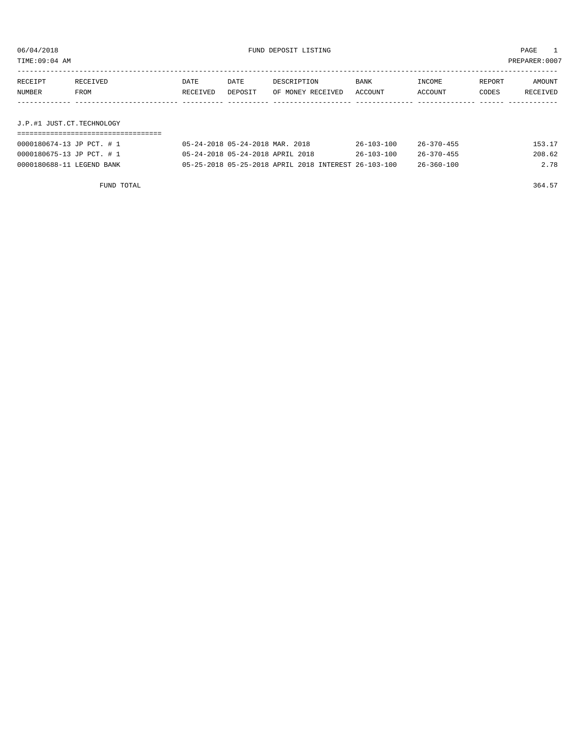06/04/2018 FUND DEPOSIT LISTING PAGE 1

TIME:09:04 AM PREPARER:0007

| RECEIPT NUMBER | RECEIVED FROM | DATE RECEIVED | DATE DEPOSIT | DESCRIPTION OF MONEY RECEIVED | BANK ACCOUNT | INCOME ACCOUNT | REPORT CODES | AMOUNT RECEIVED |
|---|---|---|---|---|---|---|---|---|
| **J.P.#1 JUST.CT.TECHNOLOGY** | | | | | | | | |
| 0000180674-13 | JP PCT. # 1 | 05-24-2018 | 05-24-2018 | MAR. 2018 | 26-103-100 | 26-370-455 | | 153.17 |
| 0000180675-13 | JP PCT. # 1 | 05-24-2018 | 05-24-2018 | APRIL 2018 | 26-103-100 | 26-370-455 | | 208.62 |
| 0000180688-11 | LEGEND BANK | 05-25-2018 | 05-25-2018 | APRIL 2018 INTEREST | 26-103-100 | 26-360-100 | | 2.78 |
| | FUND TOTAL | | | | | | | 364.57 |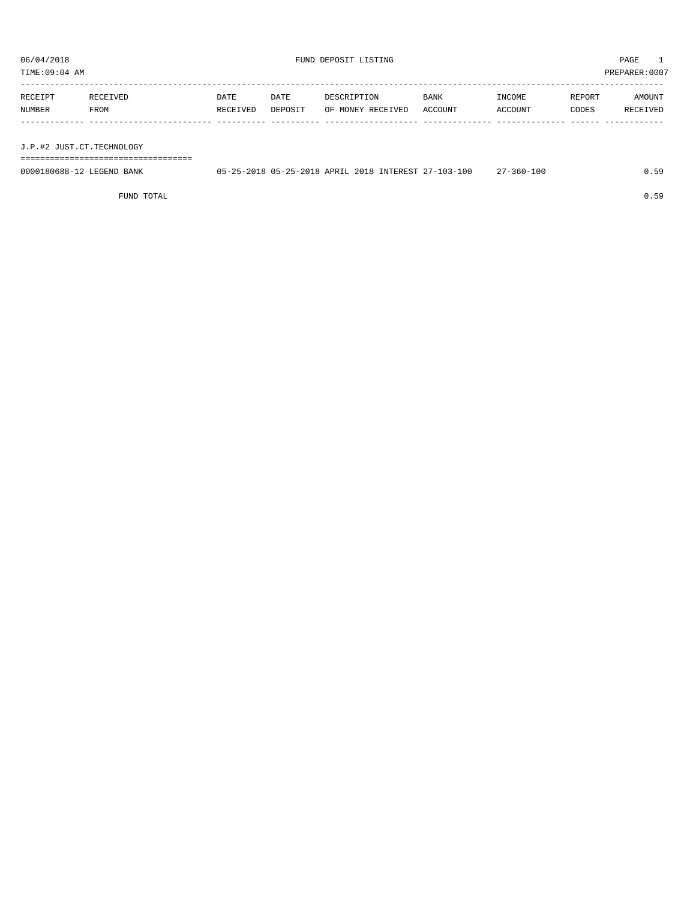06/04/2018 FUND DEPOSIT LISTING PAGE 1

TIME:09:04 AM PREPARER:0007

| RECEIPT NUMBER | RECEIVED FROM | DATE RECEIVED | DATE DEPOSIT | DESCRIPTION OF MONEY RECEIVED | BANK ACCOUNT | INCOME ACCOUNT | REPORT CODES | AMOUNT RECEIVED |
|---|---|---|---|---|---|---|---|---|
| **J.P.#2 JUST.CT.TECHNOLOGY** | | | | | | | | |
| 0000180688-12 | LEGEND BANK | 05-25-2018 | 05-25-2018 | APRIL 2018 INTEREST | 27-103-100 | 27-360-100 | | 0.59 |
| | FUND TOTAL | | | | | | | 0.59 |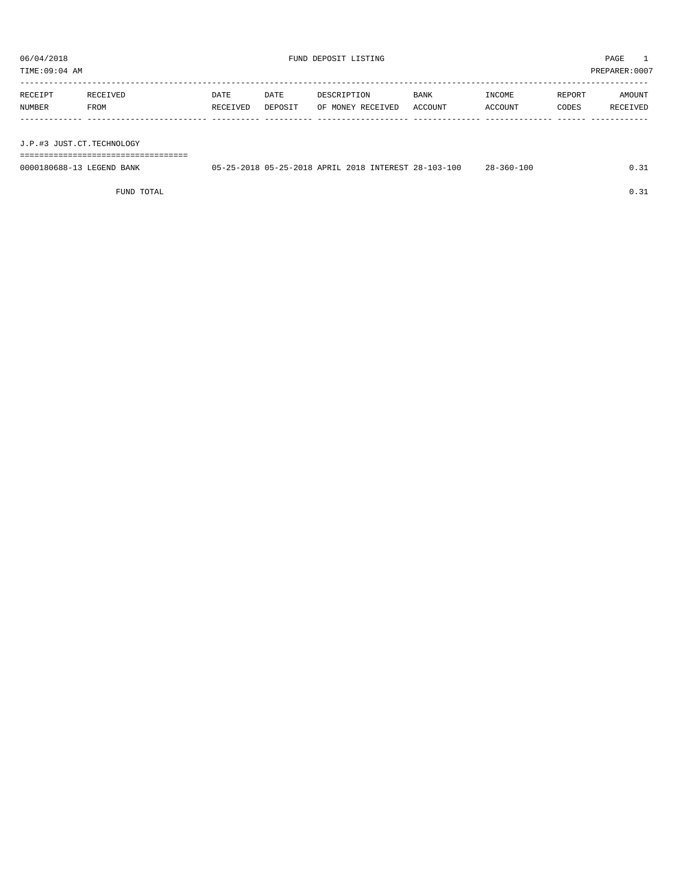06/04/2018 FUND DEPOSIT LISTING PAGE 1

TIME:09:04 AM PREPARER:0007

| RECEIPT NUMBER | RECEIVED FROM | DATE RECEIVED | DATE DEPOSIT | DESCRIPTION OF MONEY RECEIVED | BANK ACCOUNT | INCOME ACCOUNT | REPORT CODES | AMOUNT RECEIVED |
|---|---|---|---|---|---|---|---|---|
| J.P.#3 JUST.CT.TECHNOLOGY | | | | | | | | |
| 0000180688-13 | LEGEND BANK | 05-25-2018 | 05-25-2018 | APRIL 2018 INTEREST | 28-103-100 | 28-360-100 | | 0.31 |
| | FUND TOTAL | | | | | | | 0.31 |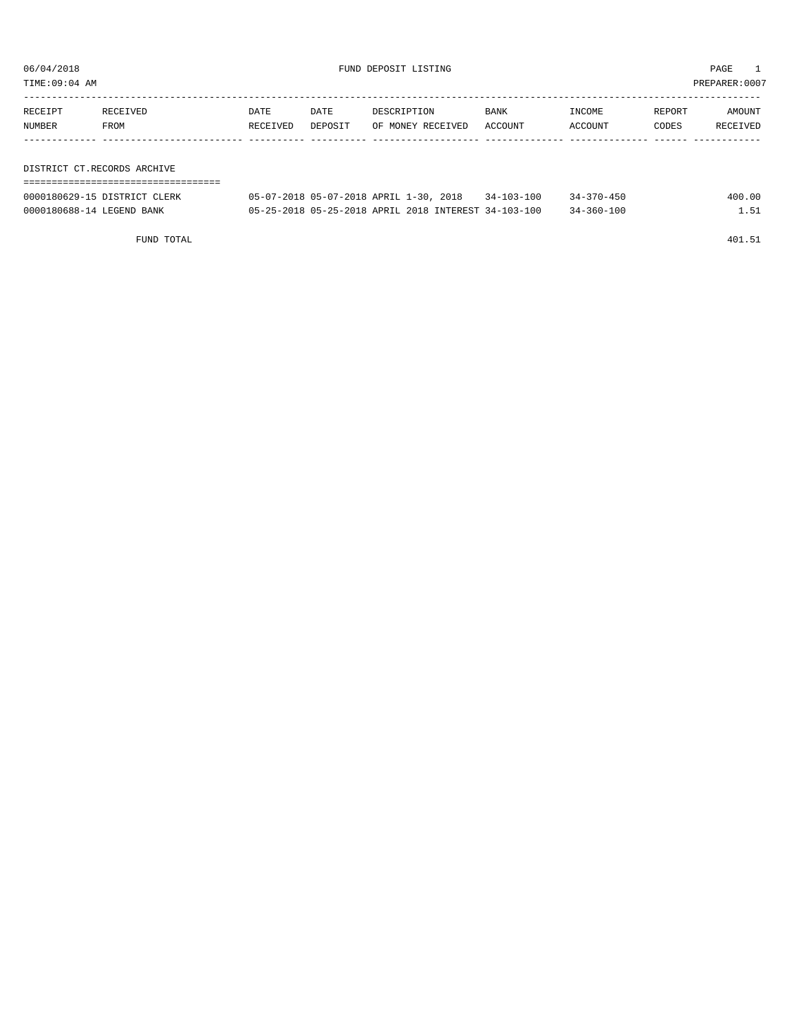FUND DEPOSIT LISTING

06/04/2018
TIME:09:04 AM
PREPARER:0007

| RECEIPT NUMBER | RECEIVED FROM | DATE RECEIVED | DATE DEPOSIT | DESCRIPTION OF MONEY RECEIVED | BANK ACCOUNT | INCOME ACCOUNT | REPORT CODES | AMOUNT RECEIVED |
|---|---|---|---|---|---|---|---|---|
| **DISTRICT CT.RECORDS ARCHIVE** | | | | | | | | |
| 0000180629-15 | DISTRICT CLERK | 05-07-2018 | 05-07-2018 | APRIL 1-30, 2018 | 34-103-100 | 34-370-450 | | 400.00 |
| 0000180688-14 | LEGEND BANK | 05-25-2018 | 05-25-2018 | APRIL 2018 INTEREST | 34-103-100 | 34-360-100 | | 1.51 |
| | FUND TOTAL | | | | | | | 401.51 |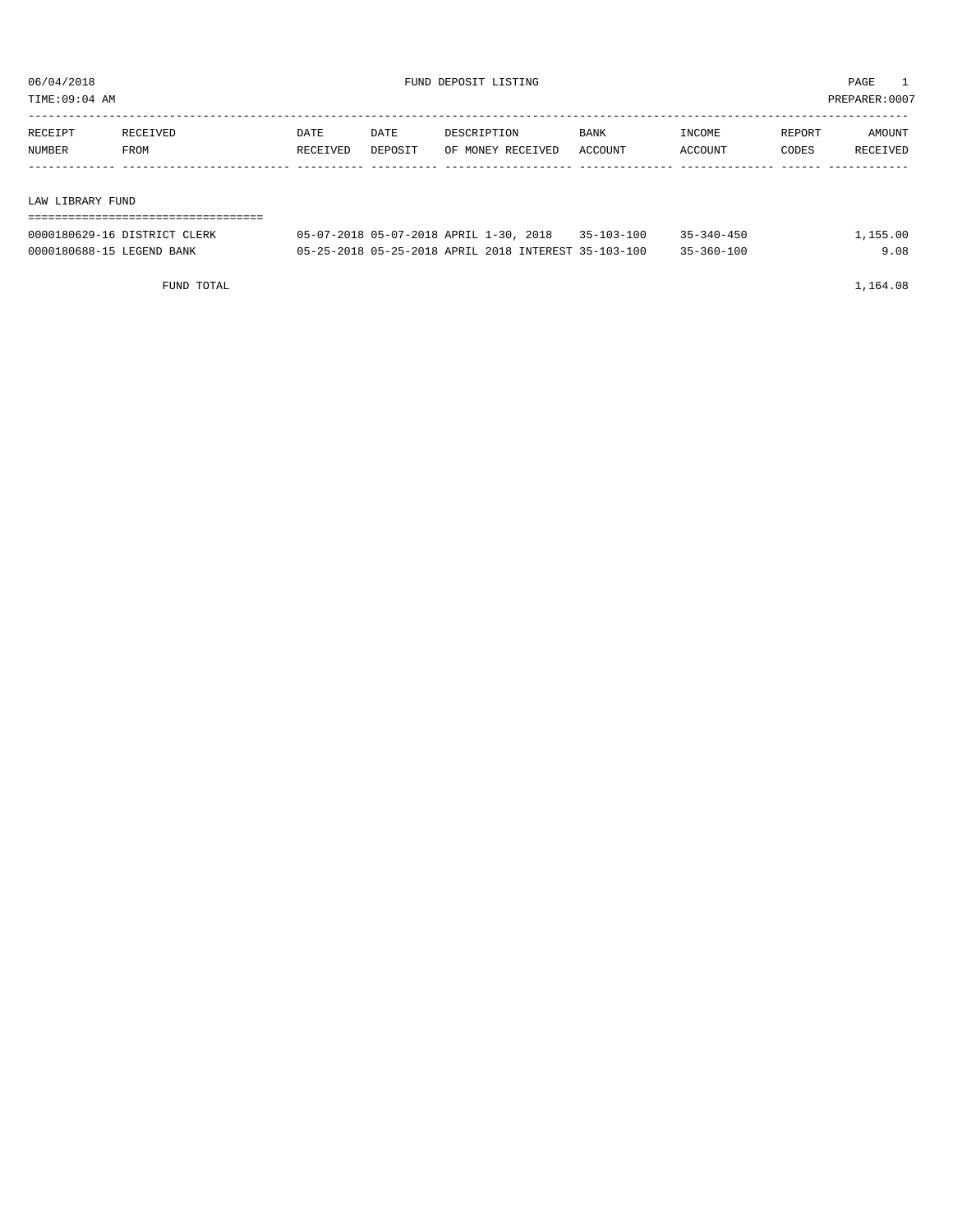06/04/2018 FUND DEPOSIT LISTING

TIME:09:04 AM PREPARER:0007

| RECEIPT NUMBER | RECEIVED FROM | DATE RECEIVED | DATE DEPOSIT | DESCRIPTION OF MONEY RECEIVED | BANK ACCOUNT | INCOME ACCOUNT | REPORT CODES | AMOUNT RECEIVED |
|---|---|---|---|---|---|---|---|---|

## LAW LIBRARY FUND

| RECEIPT NUMBER | RECEIVED FROM | DATE RECEIVED | DATE DEPOSIT | DESCRIPTION OF MONEY RECEIVED | BANK ACCOUNT | INCOME ACCOUNT | REPORT CODES | AMOUNT RECEIVED |
|---|---|---|---|---|---|---|---|---|
| 0000180629-16 | DISTRICT CLERK | 05-07-2018 | 05-07-2018 | APRIL 1-30, 2018 | 35-103-100 | 35-340-450 | | 1,155.00 |
| 0000180688-15 | LEGEND BANK | 05-25-2018 | 05-25-2018 | APRIL 2018 INTEREST | 35-103-100 | 35-360-100 | | 9.08 |
| | FUND TOTAL | | | | | | | 1,164.08 |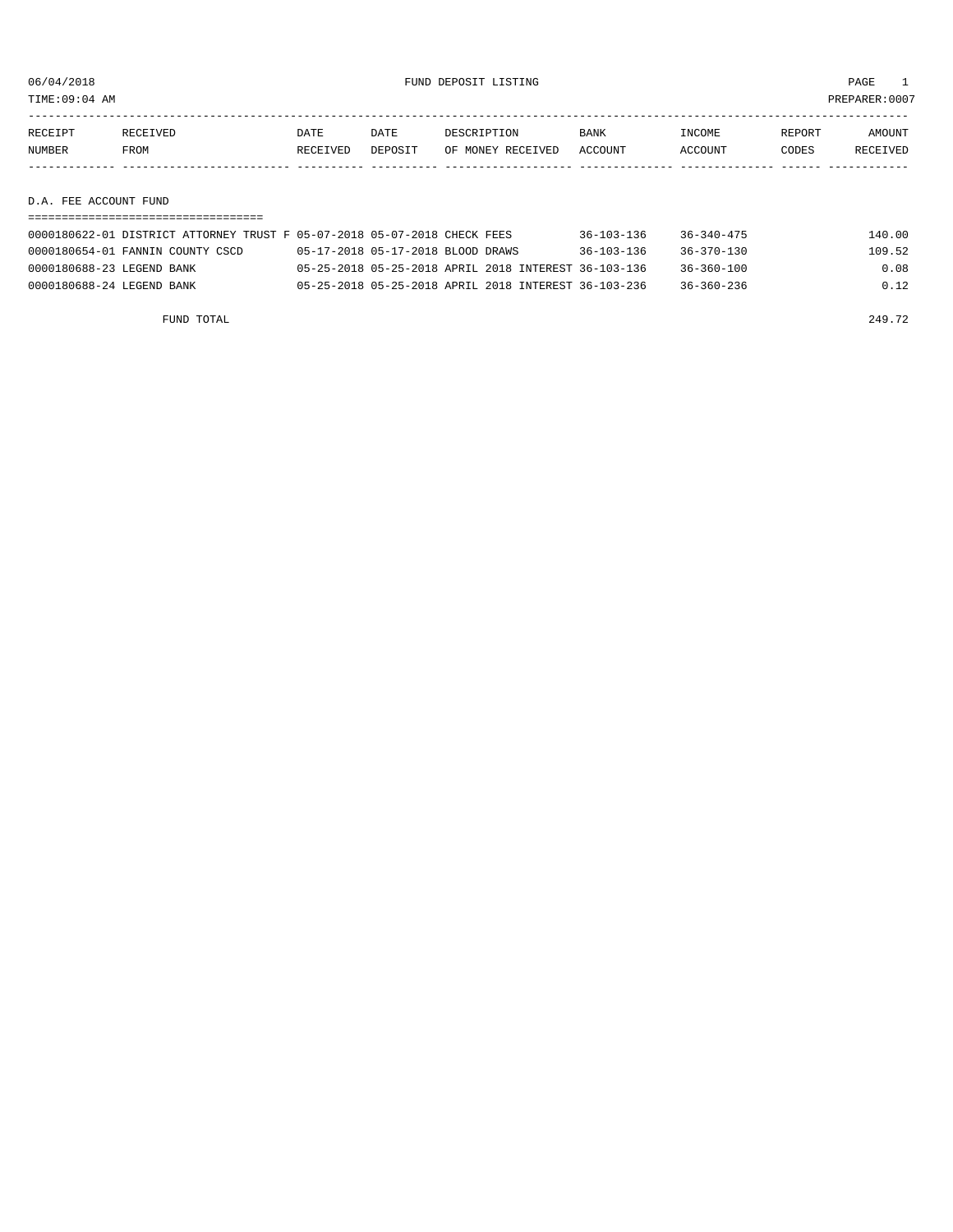# FUND DEPOSIT LISTING

06/04/2018
TIME:09:04 AM
PREPARER:0007

## D.A. FEE ACCOUNT FUND

| RECEIPT NUMBER | RECEIVED FROM | DATE RECEIVED | DATE DEPOSIT | DESCRIPTION OF MONEY RECEIVED | BANK ACCOUNT | INCOME ACCOUNT | REPORT CODES | AMOUNT RECEIVED |
|---|---|---|---|---|---|---|---|---|
| 0000180622-01 | DISTRICT ATTORNEY TRUST F | 05-07-2018 | 05-07-2018 | CHECK FEES | 36-103-136 | 36-340-475 | | 140.00 |
| 0000180654-01 | FANNIN COUNTY CSCD | 05-17-2018 | 05-17-2018 | BLOOD DRAWS | 36-103-136 | 36-370-130 | | 109.52 |
| 0000180688-23 | LEGEND BANK | 05-25-2018 | 05-25-2018 | APRIL 2018 INTEREST | 36-103-136 | 36-360-100 | | 0.08 |
| 0000180688-24 | LEGEND BANK | 05-25-2018 | 05-25-2018 | APRIL 2018 INTEREST | 36-103-236 | 36-360-236 | | 0.12 |

FUND TOTAL 249.72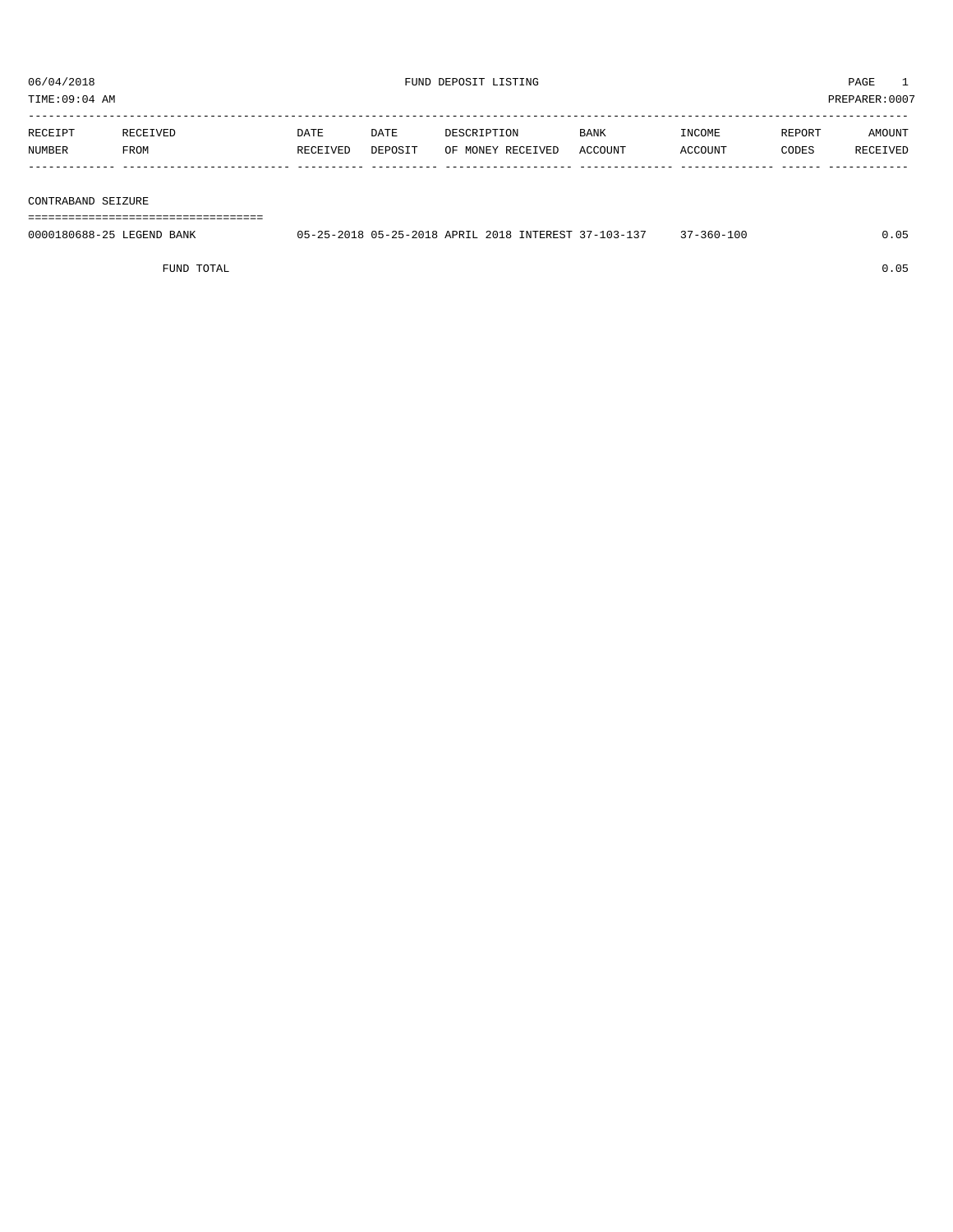06/04/2018 FUND DEPOSIT LISTING PAGE 1
TIME:09:04 AM PREPARER:0007

| RECEIPT NUMBER | RECEIVED FROM | DATE RECEIVED | DATE DEPOSIT | DESCRIPTION OF MONEY RECEIVED | BANK ACCOUNT | INCOME ACCOUNT | REPORT CODES | AMOUNT RECEIVED |
|---|---|---|---|---|---|---|---|---|
| **CONTRABAND SEIZURE** | | | | | | | | |
| 0000180688-25 | LEGEND BANK | 05-25-2018 | 05-25-2018 | APRIL 2018 INTEREST | 37-103-137 | 37-360-100 | | 0.05 |
| | FUND TOTAL | | | | | | | 0.05 |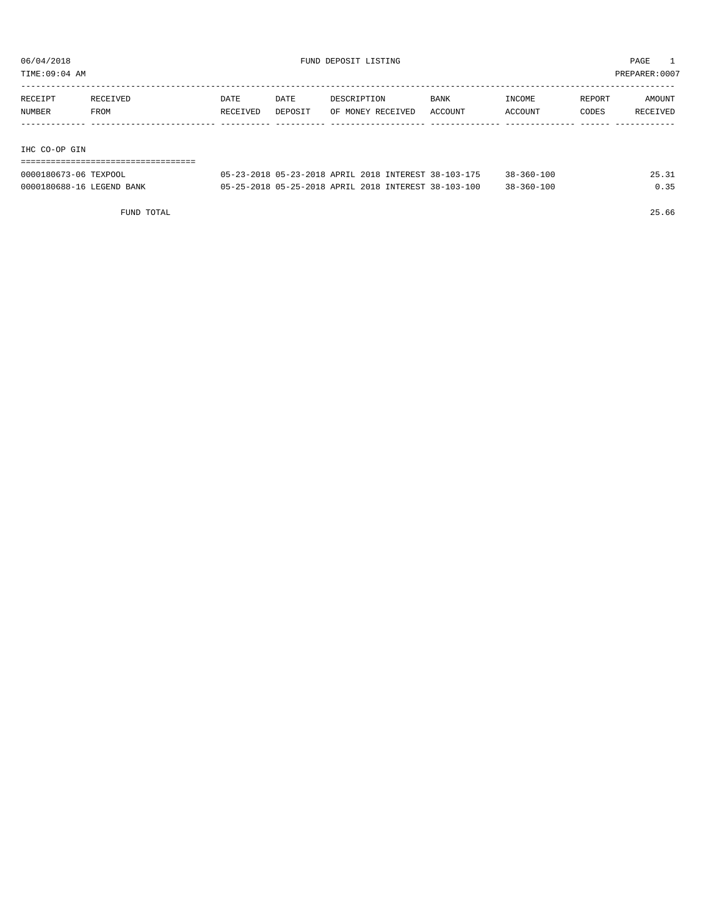06/04/2018 FUND DEPOSIT LISTING PAGE 1
TIME:09:04 AM PREPARER:0007

| RECEIPT NUMBER | RECEIVED FROM | DATE RECEIVED | DATE DEPOSIT | DESCRIPTION OF MONEY RECEIVED | BANK ACCOUNT | INCOME ACCOUNT | REPORT CODES | AMOUNT RECEIVED |
|---|---|---|---|---|---|---|---|---|
| **IHC CO-OP GIN** | | | | | | | | |
| 0000180673-06 | TEXPOOL | 05-23-2018 | 05-23-2018 | APRIL 2018 INTEREST | 38-103-175 | 38-360-100 | | 25.31 |
| 0000180688-16 | LEGEND BANK | 05-25-2018 | 05-25-2018 | APRIL 2018 INTEREST | 38-103-100 | 38-360-100 | | 0.35 |
| | FUND TOTAL | | | | | | | 25.66 |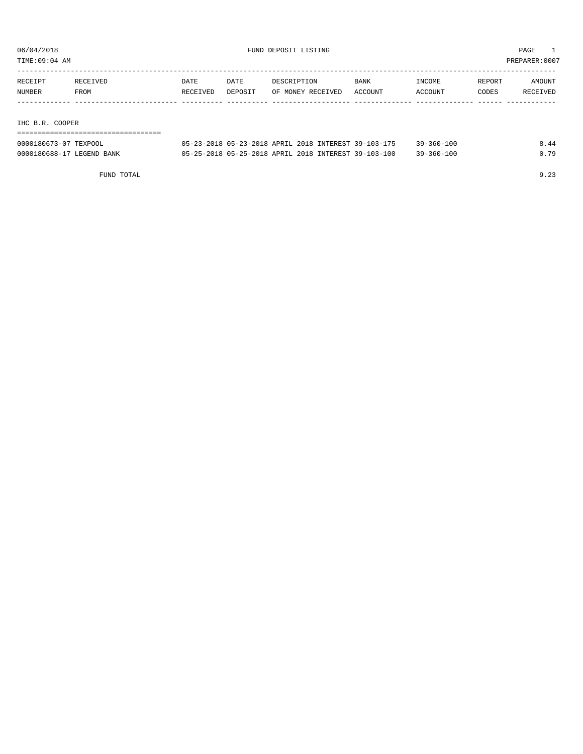06/04/2018 FUND DEPOSIT LISTING PAGE 1

TIME:09:04 AM PREPARER:0007

| RECEIPT NUMBER | RECEIVED FROM | DATE RECEIVED | DATE DEPOSIT | DESCRIPTION OF MONEY RECEIVED | BANK ACCOUNT | INCOME ACCOUNT | REPORT CODES | AMOUNT RECEIVED |
|---|---|---|---|---|---|---|---|---|
| IHC B.R. COOPER | | | | | | | | |
| 0000180673-07 | TEXPOOL | 05-23-2018 | 05-23-2018 | APRIL 2018 INTEREST | 39-103-175 | 39-360-100 | | 8.44 |
| 0000180688-17 | LEGEND BANK | 05-25-2018 | 05-25-2018 | APRIL 2018 INTEREST | 39-103-100 | 39-360-100 | | 0.79 |
| | FUND TOTAL | | | | | | | 9.23 |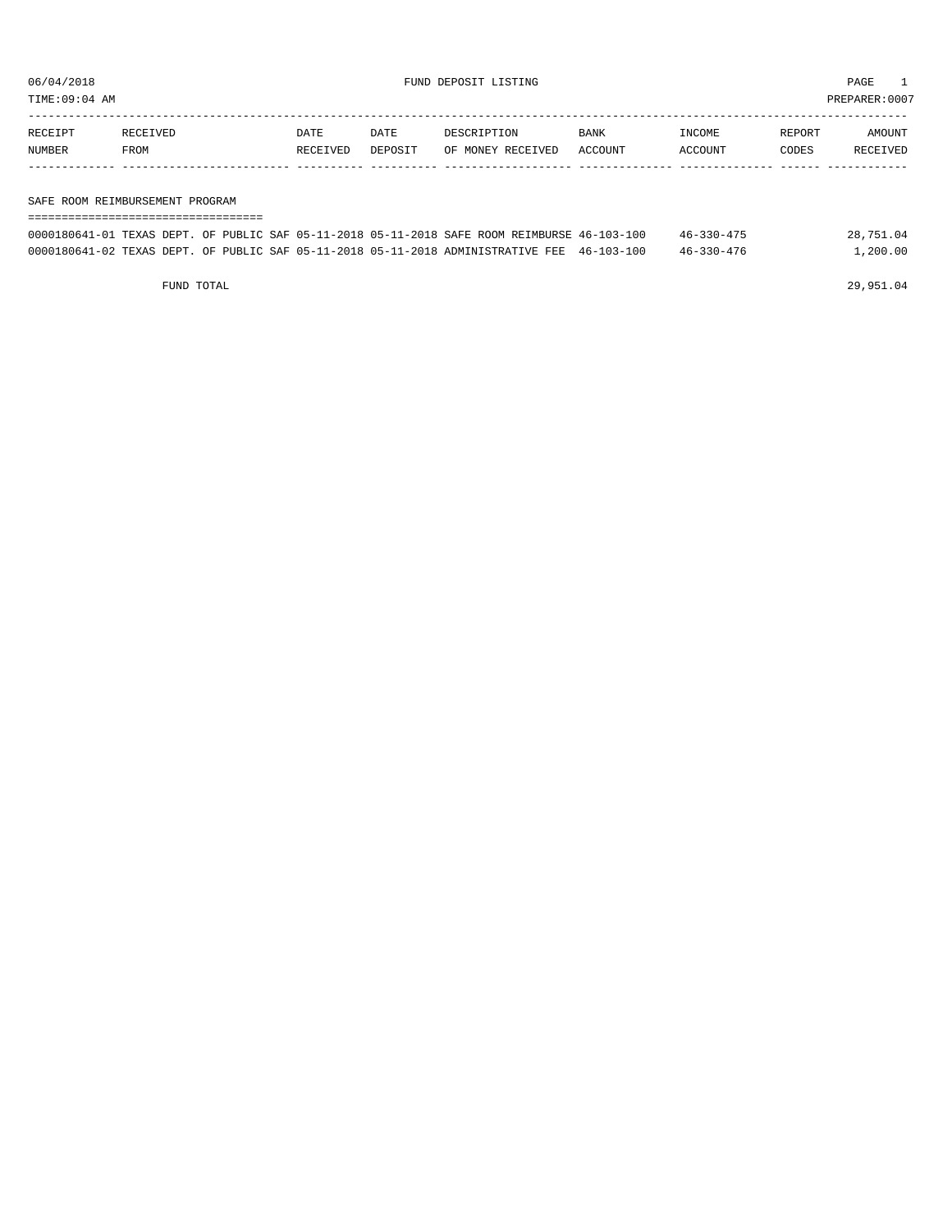06/04/2018 FUND DEPOSIT LISTING PAGE 1

TIME:09:04 AM PREPARER:0007

| RECEIPT NUMBER | RECEIVED FROM | DATE RECEIVED | DATE DEPOSIT | DESCRIPTION OF MONEY RECEIVED | BANK ACCOUNT | INCOME ACCOUNT | REPORT CODES | AMOUNT RECEIVED |
|---|---|---|---|---|---|---|---|---|
| **SAFE ROOM REIMBURSEMENT PROGRAM** | | | | | | | | |
| 0000180641-01 | TEXAS DEPT. OF PUBLIC SAF | 05-11-2018 | 05-11-2018 | SAFE ROOM REIMBURSE | 46-103-100 | 46-330-475 | | 28,751.04 |
| 0000180641-02 | TEXAS DEPT. OF PUBLIC SAF | 05-11-2018 | 05-11-2018 | ADMINISTRATIVE FEE | 46-103-100 | 46-330-476 | | 1,200.00 |
| FUND TOTAL | | | | | | | | 29,951.04 |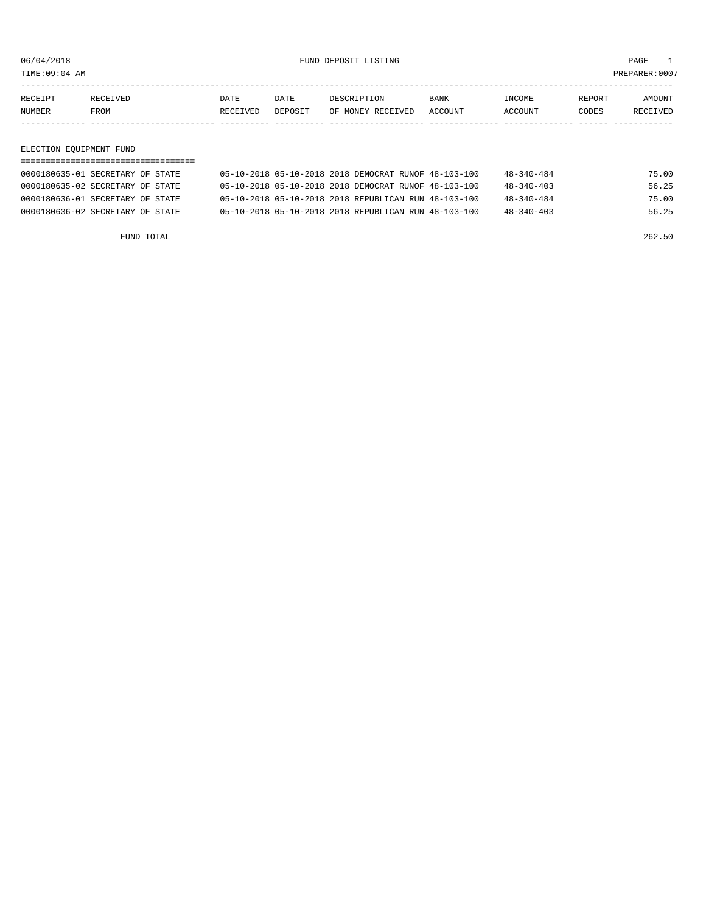06/04/2018 FUND DEPOSIT LISTING PAGE 1

TIME:09:04 AM PREPARER:0007

| RECEIPT NUMBER | RECEIVED FROM | DATE RECEIVED | DATE DEPOSIT | DESCRIPTION OF MONEY RECEIVED | BANK ACCOUNT | INCOME ACCOUNT | REPORT CODES | AMOUNT RECEIVED |
|---|---|---|---|---|---|---|---|---|

## ELECTION EQUIPMENT FUND

| RECEIPT NUMBER | RECEIVED FROM | DATE RECEIVED | DATE DEPOSIT | DESCRIPTION OF MONEY RECEIVED | BANK ACCOUNT | INCOME ACCOUNT | REPORT CODES | AMOUNT RECEIVED |
|---|---|---|---|---|---|---|---|---|
| 0000180635-01 | SECRETARY OF STATE | 05-10-2018 | 05-10-2018 | 2018 DEMOCRAT RUNOF | 48-103-100 | 48-340-484 | | 75.00 |
| 0000180635-02 | SECRETARY OF STATE | 05-10-2018 | 05-10-2018 | 2018 DEMOCRAT RUNOF | 48-103-100 | 48-340-403 | | 56.25 |
| 0000180636-01 | SECRETARY OF STATE | 05-10-2018 | 05-10-2018 | 2018 REPUBLICAN RUN | 48-103-100 | 48-340-484 | | 75.00 |
| 0000180636-02 | SECRETARY OF STATE | 05-10-2018 | 05-10-2018 | 2018 REPUBLICAN RUN | 48-103-100 | 48-340-403 | | 56.25 |

FUND TOTAL 262.50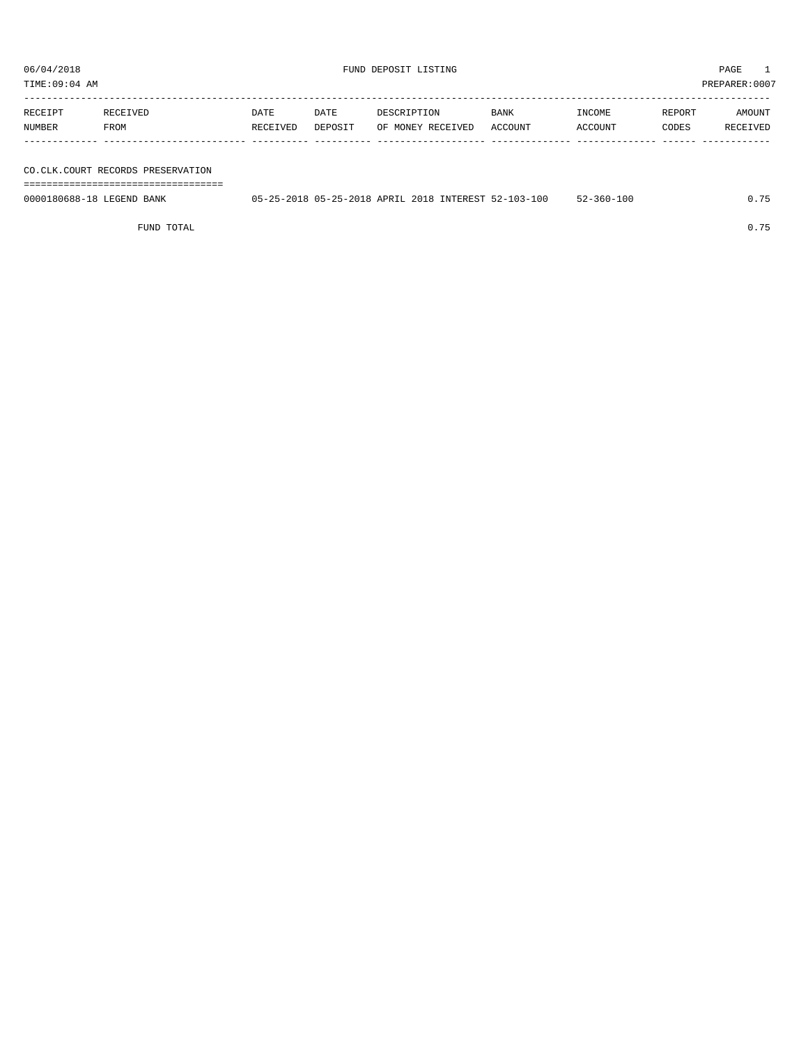06/04/2018 FUND DEPOSIT LISTING PAGE 1
TIME:09:04 AM PREPARER:0007

| RECEIPT NUMBER | RECEIVED FROM | DATE RECEIVED | DATE DEPOSIT | DESCRIPTION OF MONEY RECEIVED | BANK ACCOUNT | INCOME ACCOUNT | REPORT CODES | AMOUNT RECEIVED |
|---|---|---|---|---|---|---|---|---|
| **CO.CLK.COURT RECORDS PRESERVATION** | | | | | | | | |
| 0000180688-18 | LEGEND BANK | 05-25-2018 | 05-25-2018 | APRIL 2018 INTEREST | 52-103-100 | 52-360-100 | | 0.75 |
| | FUND TOTAL | | | | | | | 0.75 |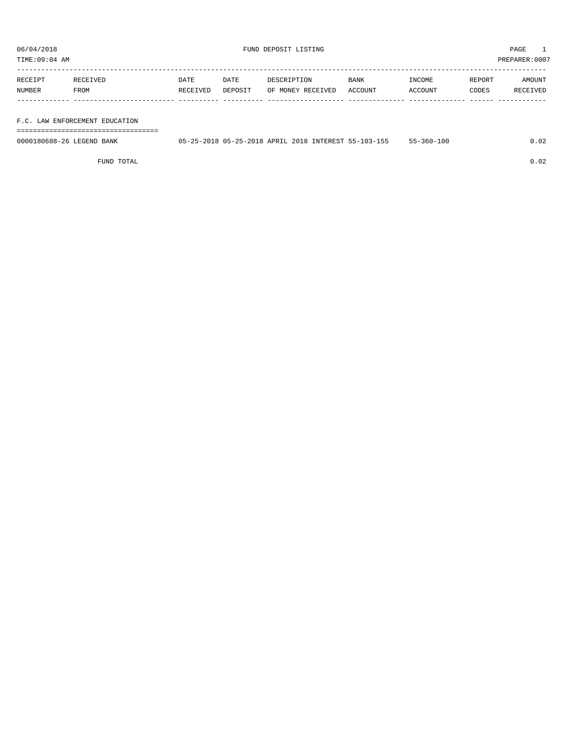06/04/2018 FUND DEPOSIT LISTING PAGE 1
TIME:09:04 AM PREPARER:0007

| RECEIPT NUMBER | RECEIVED FROM | DATE RECEIVED | DATE DEPOSIT | DESCRIPTION OF MONEY RECEIVED | BANK ACCOUNT | INCOME ACCOUNT | REPORT CODES | AMOUNT RECEIVED |
|---|---|---|---|---|---|---|---|---|
| **F.C. LAW ENFORCEMENT EDUCATION** | | | | | | | | |
| 0000180688-26 | LEGEND BANK | 05-25-2018 | 05-25-2018 | APRIL 2018 INTEREST | 55-103-155 | 55-360-100 | | 0.02 |
| | FUND TOTAL | | | | | | | 0.02 |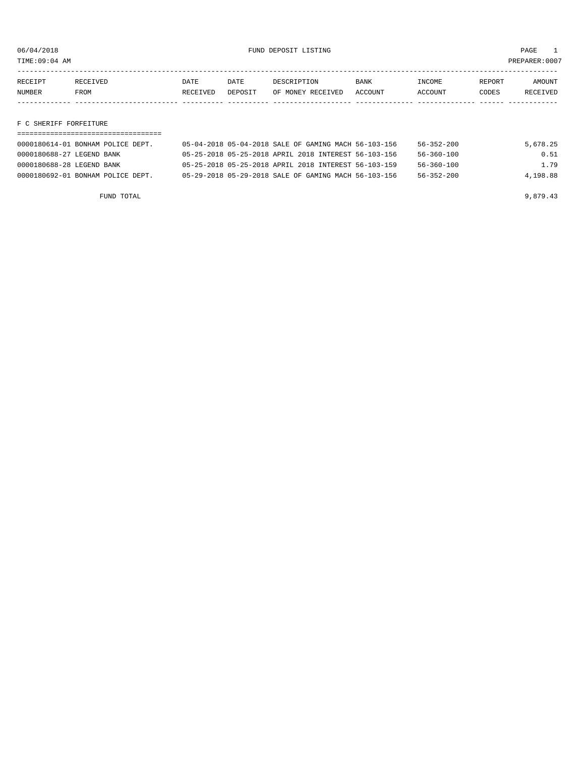06/04/2018 FUND DEPOSIT LISTING

TIME:09:04 AM PREPARER:0007

| RECEIPT NUMBER | RECEIVED FROM | DATE RECEIVED | DATE DEPOSIT | DESCRIPTION OF MONEY RECEIVED | BANK ACCOUNT | INCOME ACCOUNT | REPORT CODES | AMOUNT RECEIVED |
|---|---|---|---|---|---|---|---|---|

## F C SHERIFF FORFEITURE

| RECEIPT NUMBER | RECEIVED FROM | DATE RECEIVED | DATE DEPOSIT | DESCRIPTION OF MONEY RECEIVED | BANK ACCOUNT | INCOME ACCOUNT | REPORT CODES | AMOUNT RECEIVED |
|---|---|---|---|---|---|---|---|---|
| 0000180614-01 | BONHAM POLICE DEPT. | 05-04-2018 | 05-04-2018 | SALE OF GAMING MACH | 56-103-156 | 56-352-200 | | 5,678.25 |
| 0000180688-27 | LEGEND BANK | 05-25-2018 | 05-25-2018 | APRIL 2018 INTEREST | 56-103-156 | 56-360-100 | | 0.51 |
| 0000180688-28 | LEGEND BANK | 05-25-2018 | 05-25-2018 | APRIL 2018 INTEREST | 56-103-159 | 56-360-100 | | 1.79 |
| 0000180692-01 | BONHAM POLICE DEPT. | 05-29-2018 | 05-29-2018 | SALE OF GAMING MACH | 56-103-156 | 56-352-200 | | 4,198.88 |

FUND TOTAL 9,879.43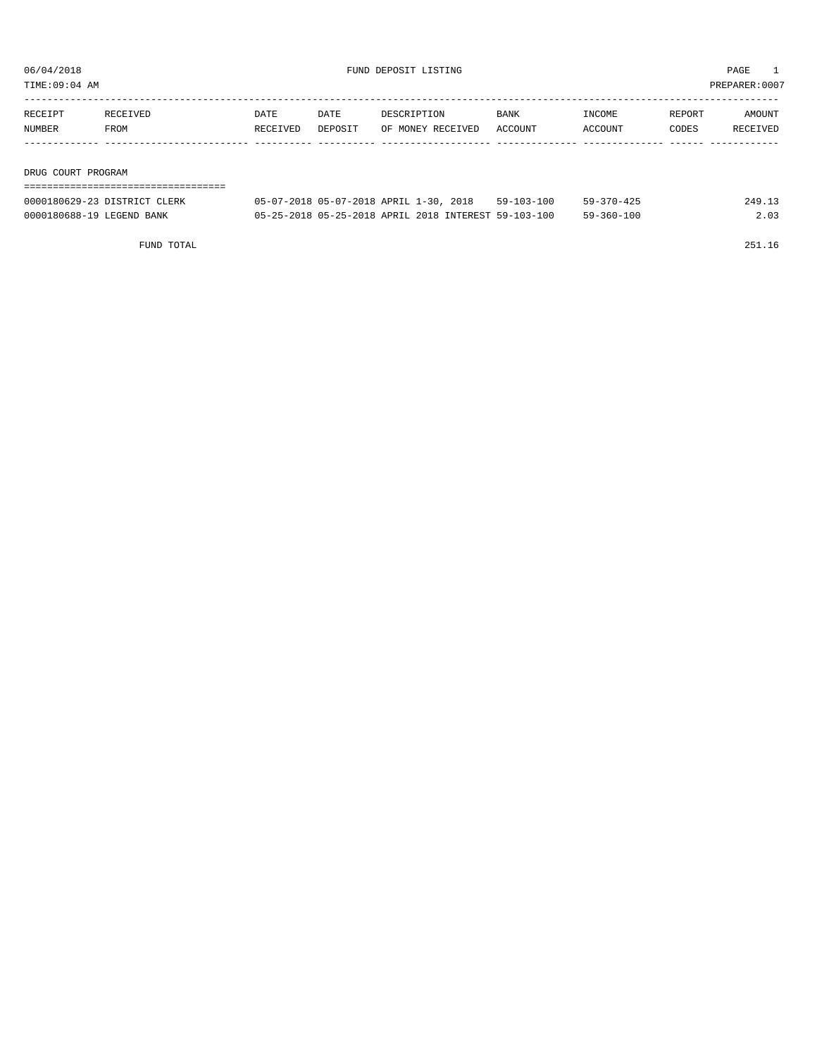06/04/2018 FUND DEPOSIT LISTING PAGE 1
TIME:09:04 AM PREPARER:0007

## DRUG COURT PROGRAM

| RECEIPT NUMBER | RECEIVED FROM | DATE RECEIVED | DATE DEPOSIT | DESCRIPTION OF MONEY RECEIVED | BANK ACCOUNT | INCOME ACCOUNT | REPORT CODES | AMOUNT RECEIVED |
|---|---|---|---|---|---|---|---|---|
| 0000180629-23 | DISTRICT CLERK | 05-07-2018 | 05-07-2018 | APRIL 1-30, 2018 | 59-103-100 | 59-370-425 | | 249.13 |
| 0000180688-19 | LEGEND BANK | 05-25-2018 | 05-25-2018 | APRIL 2018 INTEREST | 59-103-100 | 59-360-100 | | 2.03 |
| | FUND TOTAL | | | | | | | 251.16 |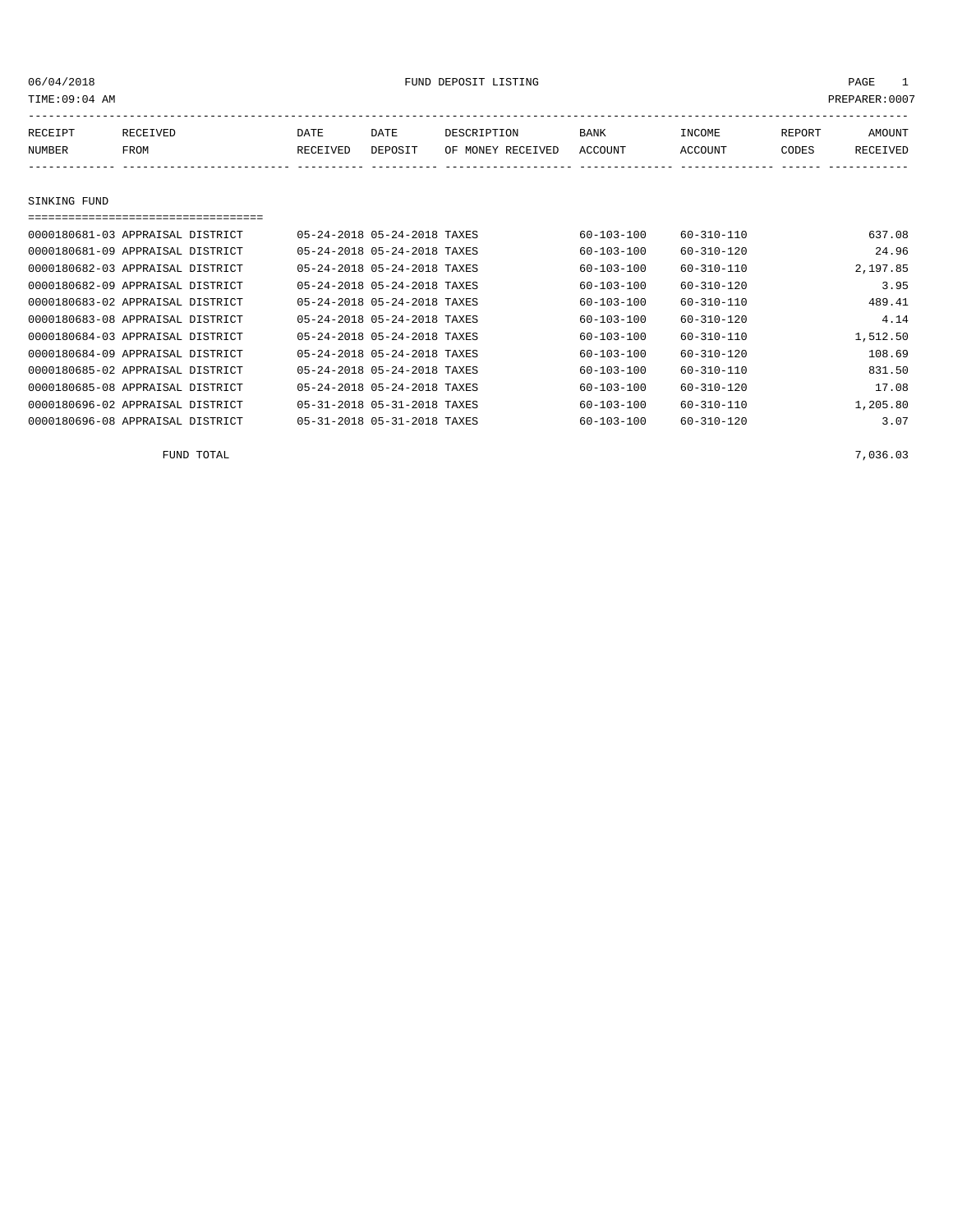06/04/2018 FUND DEPOSIT LISTING PAGE 1

TIME:09:04 AM PREPARER:0007

| RECEIPT NUMBER | RECEIVED FROM | DATE RECEIVED | DATE DEPOSIT | DESCRIPTION OF MONEY RECEIVED | BANK ACCOUNT | INCOME ACCOUNT | REPORT CODES | AMOUNT RECEIVED |
|---|---|---|---|---|---|---|---|---|

## SINKING FUND

| RECEIPT NUMBER | RECEIVED FROM | DATE RECEIVED | DATE DEPOSIT | DESCRIPTION OF MONEY RECEIVED | BANK ACCOUNT | INCOME ACCOUNT | REPORT CODES | AMOUNT RECEIVED |
|---|---|---|---|---|---|---|---|---|
| 0000180681-03 | APPRAISAL DISTRICT | 05-24-2018 | 05-24-2018 | TAXES | 60-103-100 | 60-310-110 | | 637.08 |
| 0000180681-09 | APPRAISAL DISTRICT | 05-24-2018 | 05-24-2018 | TAXES | 60-103-100 | 60-310-120 | | 24.96 |
| 0000180682-03 | APPRAISAL DISTRICT | 05-24-2018 | 05-24-2018 | TAXES | 60-103-100 | 60-310-110 | | 2,197.85 |
| 0000180682-09 | APPRAISAL DISTRICT | 05-24-2018 | 05-24-2018 | TAXES | 60-103-100 | 60-310-120 | | 3.95 |
| 0000180683-02 | APPRAISAL DISTRICT | 05-24-2018 | 05-24-2018 | TAXES | 60-103-100 | 60-310-110 | | 489.41 |
| 0000180683-08 | APPRAISAL DISTRICT | 05-24-2018 | 05-24-2018 | TAXES | 60-103-100 | 60-310-120 | | 4.14 |
| 0000180684-03 | APPRAISAL DISTRICT | 05-24-2018 | 05-24-2018 | TAXES | 60-103-100 | 60-310-110 | | 1,512.50 |
| 0000180684-09 | APPRAISAL DISTRICT | 05-24-2018 | 05-24-2018 | TAXES | 60-103-100 | 60-310-120 | | 108.69 |
| 0000180685-02 | APPRAISAL DISTRICT | 05-24-2018 | 05-24-2018 | TAXES | 60-103-100 | 60-310-110 | | 831.50 |
| 0000180685-08 | APPRAISAL DISTRICT | 05-24-2018 | 05-24-2018 | TAXES | 60-103-100 | 60-310-120 | | 17.08 |
| 0000180696-02 | APPRAISAL DISTRICT | 05-31-2018 | 05-31-2018 | TAXES | 60-103-100 | 60-310-110 | | 1,205.80 |
| 0000180696-08 | APPRAISAL DISTRICT | 05-31-2018 | 05-31-2018 | TAXES | 60-103-100 | 60-310-120 | | 3.07 |

FUND TOTAL 7,036.03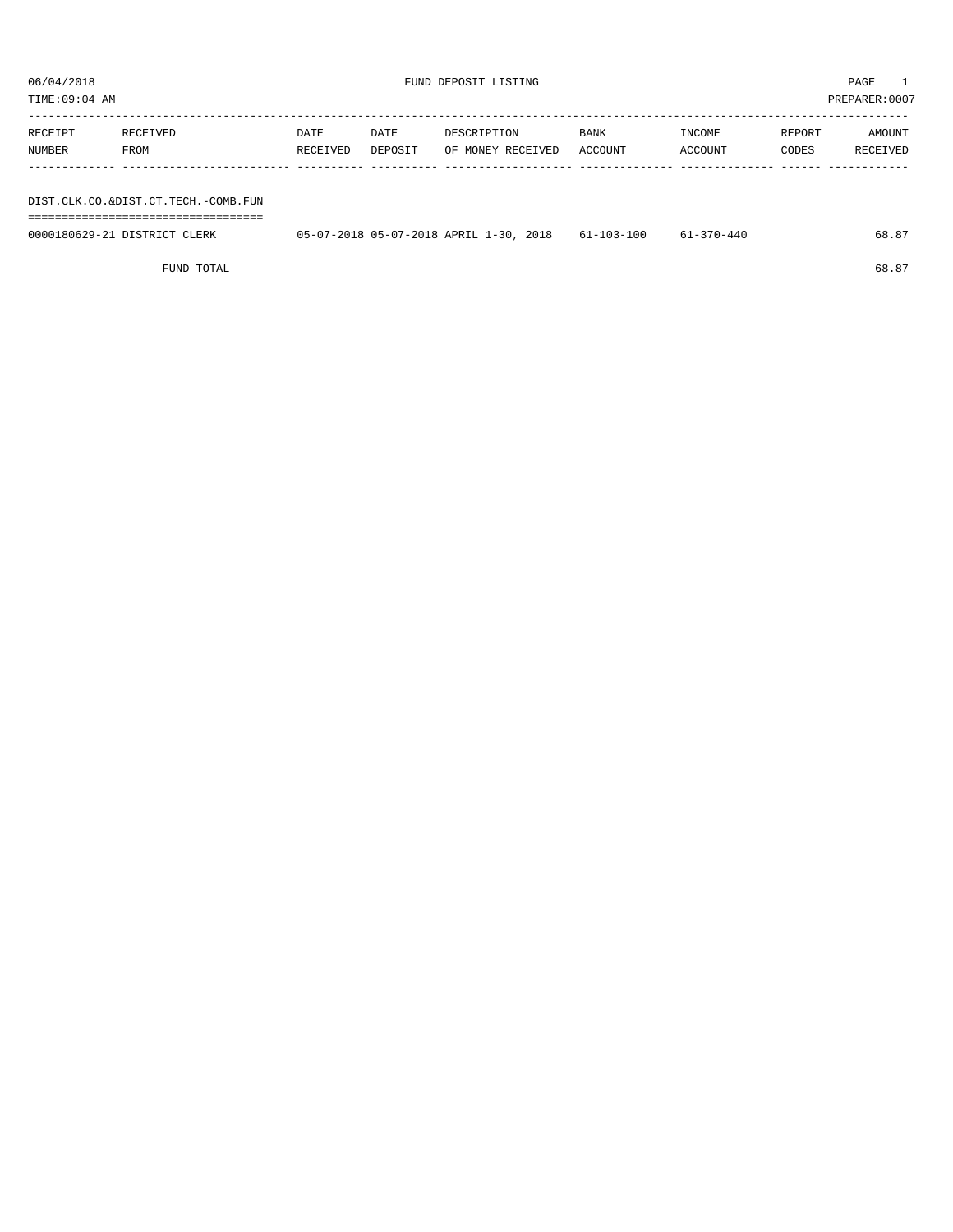06/04/2018 FUND DEPOSIT LISTING

TIME:09:04 AM PREPARER:0007

| RECEIPT NUMBER | RECEIVED FROM | DATE RECEIVED | DATE DEPOSIT | DESCRIPTION OF MONEY RECEIVED | BANK ACCOUNT | INCOME ACCOUNT | REPORT CODES | AMOUNT RECEIVED |
|---|---|---|---|---|---|---|---|---|
| DIST.CLK.CO.&DIST.CT.TECH.-COMB.FUN | | | | | | | | |
| 0000180629-21 | DISTRICT CLERK | 05-07-2018 | 05-07-2018 | APRIL 1-30, 2018 | 61-103-100 | 61-370-440 | | 68.87 |
| | FUND TOTAL | | | | | | | 68.87 |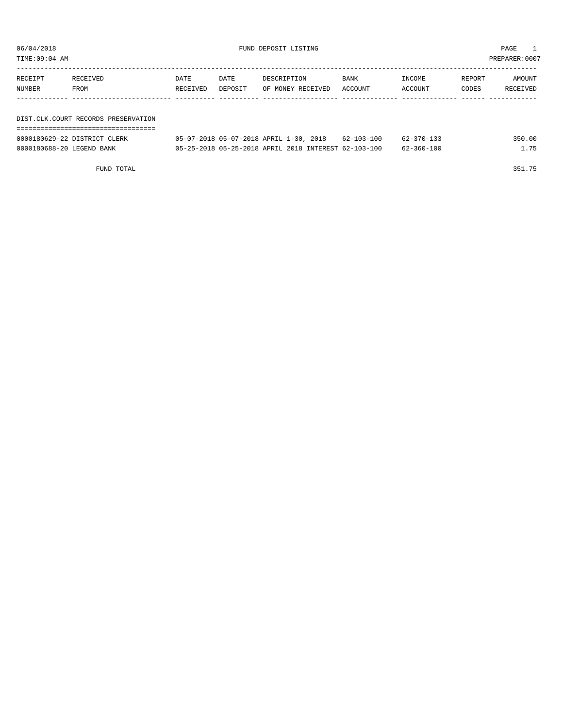06/04/2018 FUND DEPOSIT LISTING

TIME:09:04 AM PREPARER:0007

| RECEIPT NUMBER | RECEIVED FROM | DATE RECEIVED | DATE DEPOSIT | DESCRIPTION OF MONEY RECEIVED | BANK ACCOUNT | INCOME ACCOUNT | REPORT CODES | AMOUNT RECEIVED |
|---|---|---|---|---|---|---|---|---|
| **DIST.CLK.COURT RECORDS PRESERVATION** | | | | | | | | |
| 0000180629-22 | DISTRICT CLERK | 05-07-2018 | 05-07-2018 | APRIL 1-30, 2018 | 62-103-100 | 62-370-133 | | 350.00 |
| 0000180688-20 | LEGEND BANK | 05-25-2018 | 05-25-2018 | APRIL 2018 INTEREST | 62-103-100 | 62-360-100 | | 1.75 |
| | FUND TOTAL | | | | | | | 351.75 |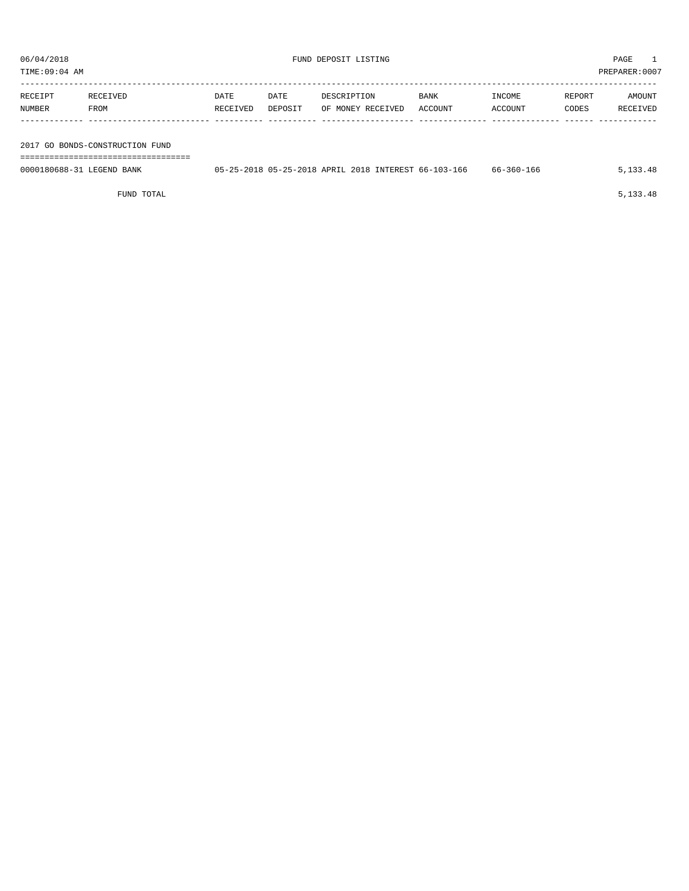06/04/2018 FUND DEPOSIT LISTING PAGE 1

TIME:09:04 AM PREPARER:0007

| RECEIPT NUMBER | RECEIVED FROM | DATE RECEIVED | DATE DEPOSIT | DESCRIPTION OF MONEY RECEIVED | BANK ACCOUNT | INCOME ACCOUNT | REPORT CODES | AMOUNT RECEIVED |
|---|---|---|---|---|---|---|---|---|
| **2017 GO BONDS-CONSTRUCTION FUND** | | | | | | | | |
| 0000180688-31 | LEGEND BANK | 05-25-2018 | 05-25-2018 | APRIL 2018 INTEREST | 66-103-166 | 66-360-166 | | 5,133.48 |
| | FUND TOTAL | | | | | | | 5,133.48 |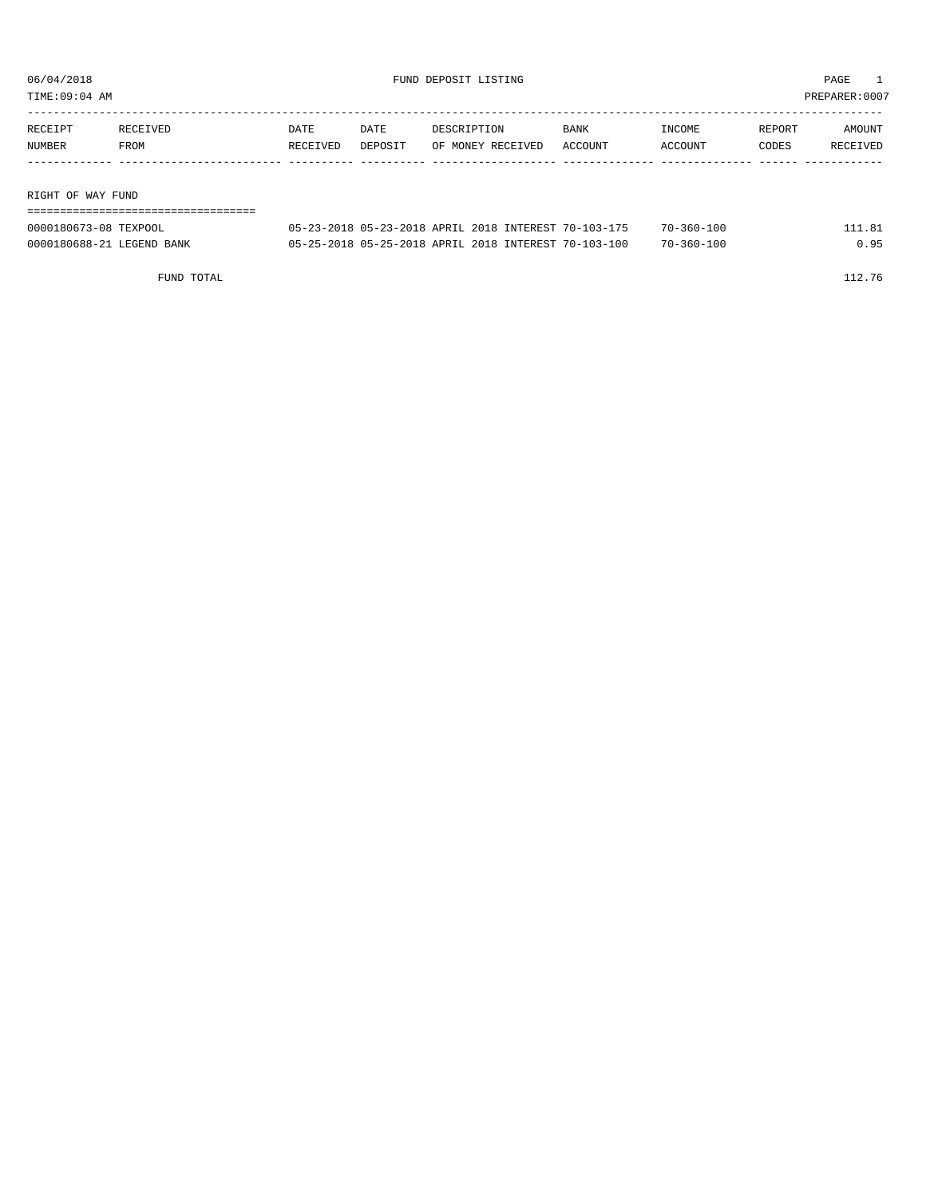06/04/2018 FUND DEPOSIT LISTING PAGE 1

TIME:09:04 AM PREPARER:0007

| RECEIPT NUMBER | RECEIVED FROM | DATE RECEIVED | DATE DEPOSIT | DESCRIPTION OF MONEY RECEIVED | BANK ACCOUNT | INCOME ACCOUNT | REPORT CODES | AMOUNT RECEIVED |
|---|---|---|---|---|---|---|---|---|
| **RIGHT OF WAY FUND** | | | | | | | | |
| 0000180673-08 | TEXPOOL | 05-23-2018 | 05-23-2018 | APRIL 2018 INTEREST | 70-103-175 | 70-360-100 | | 111.81 |
| 0000180688-21 | LEGEND BANK | 05-25-2018 | 05-25-2018 | APRIL 2018 INTEREST | 70-103-100 | 70-360-100 | | 0.95 |
| | FUND TOTAL | | | | | | | 112.76 |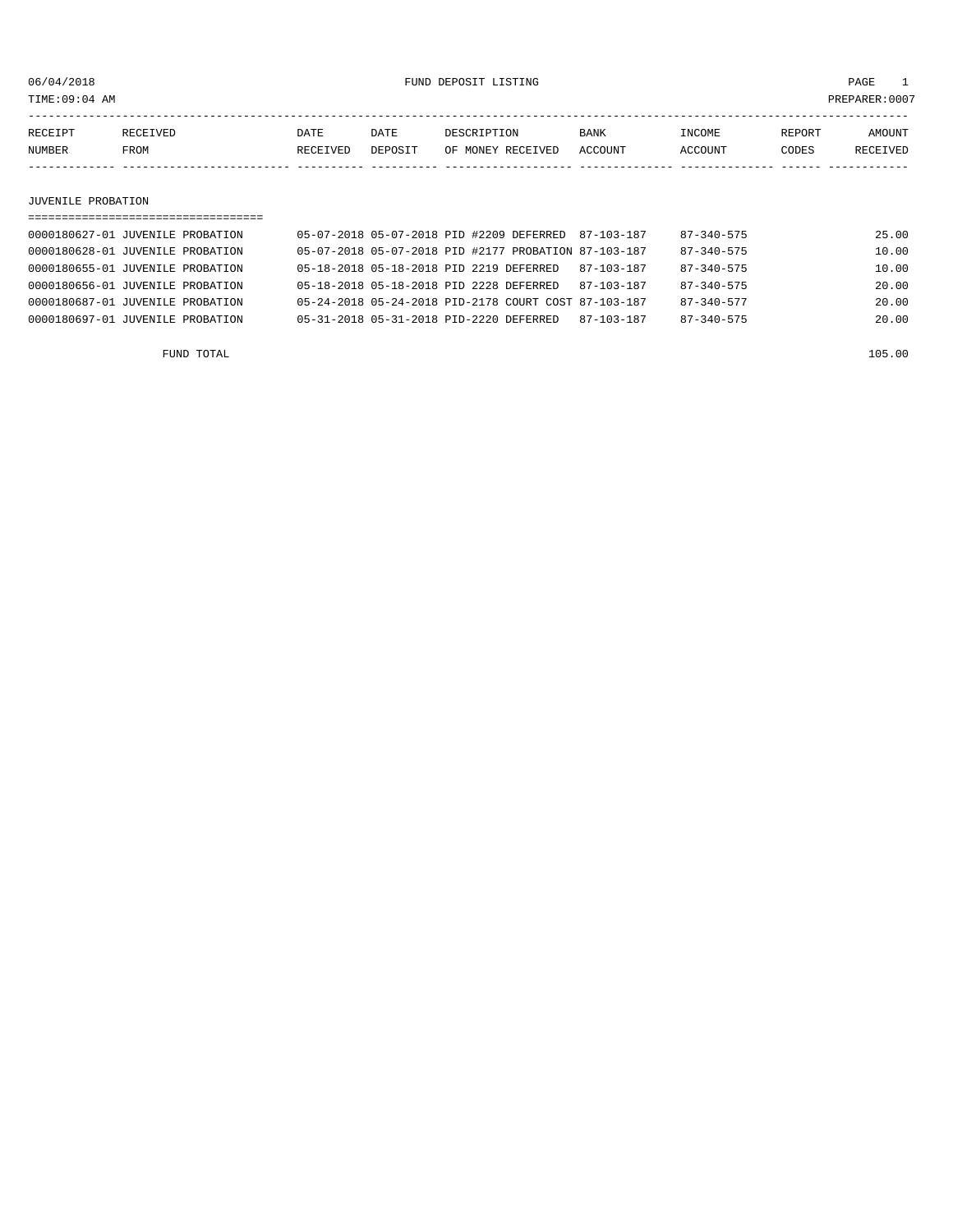06/04/2018 FUND DEPOSIT LISTING PAGE 1
TIME:09:04 AM PREPARER:0007

| RECEIPT NUMBER | RECEIVED FROM | DATE RECEIVED | DATE DEPOSIT | DESCRIPTION OF MONEY RECEIVED | BANK ACCOUNT | INCOME ACCOUNT | REPORT CODES | AMOUNT RECEIVED |
|---|---|---|---|---|---|---|---|---|
| **JUVENILE PROBATION** | | | | | | | | |
| 0000180627-01 | JUVENILE PROBATION | 05-07-2018 | 05-07-2018 | PID #2209 DEFERRED | 87-103-187 | 87-340-575 | | 25.00 |
| 0000180628-01 | JUVENILE PROBATION | 05-07-2018 | 05-07-2018 | PID #2177 PROBATION | 87-103-187 | 87-340-575 | | 10.00 |
| 0000180655-01 | JUVENILE PROBATION | 05-18-2018 | 05-18-2018 | PID 2219 DEFERRED | 87-103-187 | 87-340-575 | | 10.00 |
| 0000180656-01 | JUVENILE PROBATION | 05-18-2018 | 05-18-2018 | PID 2228 DEFERRED | 87-103-187 | 87-340-575 | | 20.00 |
| 0000180687-01 | JUVENILE PROBATION | 05-24-2018 | 05-24-2018 | PID-2178 COURT COST | 87-103-187 | 87-340-577 | | 20.00 |
| 0000180697-01 | JUVENILE PROBATION | 05-31-2018 | 05-31-2018 | PID-2220 DEFERRED | 87-103-187 | 87-340-575 | | 20.00 |
| | FUND TOTAL | | | | | | | 105.00 |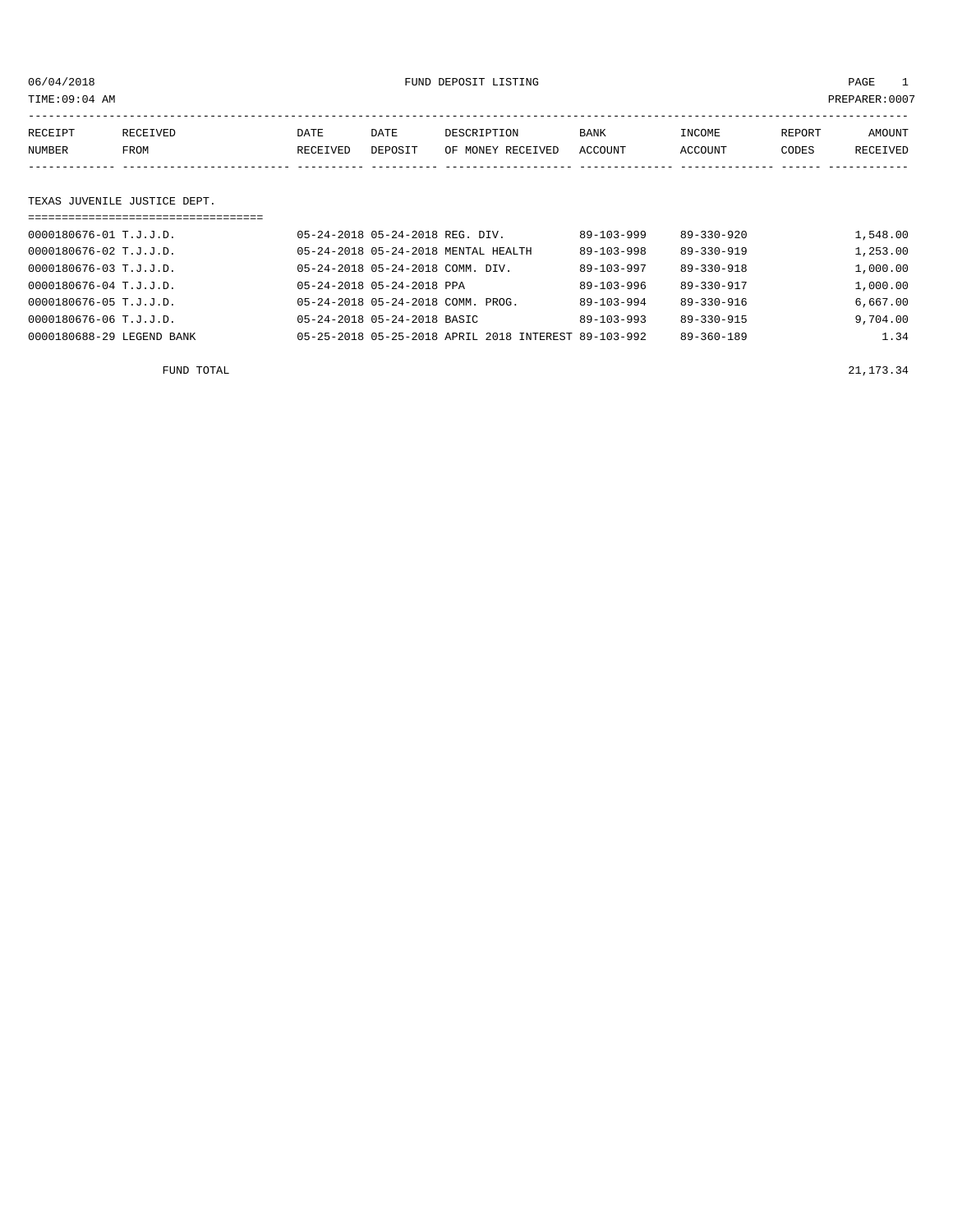06/04/2018 FUND DEPOSIT LISTING

TIME:09:04 AM PREPARER:0007

| RECEIPT NUMBER | RECEIVED FROM | DATE RECEIVED | DATE DEPOSIT | DESCRIPTION OF MONEY RECEIVED | BANK ACCOUNT | INCOME ACCOUNT | REPORT CODES | AMOUNT RECEIVED |
|---|---|---|---|---|---|---|---|---|
| **TEXAS JUVENILE JUSTICE DEPT.** | | | | | | | | |
| 0000180676-01 | T.J.J.D. | 05-24-2018 | 05-24-2018 | REG. DIV. | 89-103-999 | 89-330-920 | | 1,548.00 |
| 0000180676-02 | T.J.J.D. | 05-24-2018 | 05-24-2018 | MENTAL HEALTH | 89-103-998 | 89-330-919 | | 1,253.00 |
| 0000180676-03 | T.J.J.D. | 05-24-2018 | 05-24-2018 | COMM. DIV. | 89-103-997 | 89-330-918 | | 1,000.00 |
| 0000180676-04 | T.J.J.D. | 05-24-2018 | 05-24-2018 | PPA | 89-103-996 | 89-330-917 | | 1,000.00 |
| 0000180676-05 | T.J.J.D. | 05-24-2018 | 05-24-2018 | COMM. PROG. | 89-103-994 | 89-330-916 | | 6,667.00 |
| 0000180676-06 | T.J.J.D. | 05-24-2018 | 05-24-2018 | BASIC | 89-103-993 | 89-330-915 | | 9,704.00 |
| 0000180688-29 | LEGEND BANK | 05-25-2018 | 05-25-2018 | APRIL 2018 INTEREST | 89-103-992 | 89-360-189 | | 1.34 |
| | FUND TOTAL | | | | | | | 21,173.34 |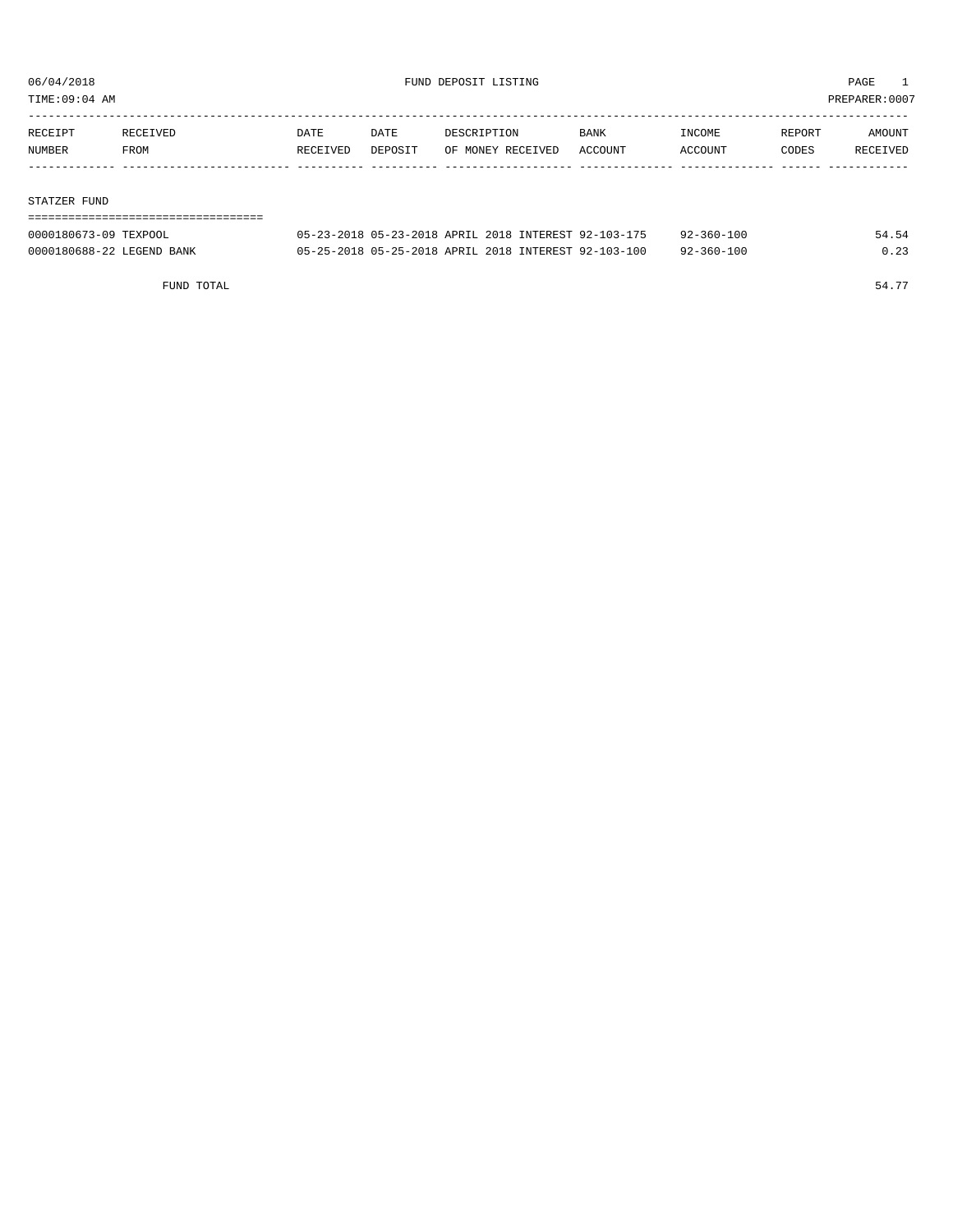06/04/2018 FUND DEPOSIT LISTING
TIME:09:04 AM PREPARER:0007

| RECEIPT NUMBER | RECEIVED FROM | DATE RECEIVED | DATE DEPOSIT | DESCRIPTION OF MONEY RECEIVED | BANK ACCOUNT | INCOME ACCOUNT | REPORT CODES | AMOUNT RECEIVED |
|---|---|---|---|---|---|---|---|---|

STATZER FUND

| RECEIPT NUMBER | RECEIVED FROM | DATE RECEIVED | DATE DEPOSIT | DESCRIPTION OF MONEY RECEIVED | BANK ACCOUNT | INCOME ACCOUNT | REPORT CODES | AMOUNT RECEIVED |
|---|---|---|---|---|---|---|---|---|
| 0000180673-09 | TEXPOOL | 05-23-2018 | 05-23-2018 | APRIL 2018 INTEREST | 92-103-175 | 92-360-100 | | 54.54 |
| 0000180688-22 | LEGEND BANK | 05-25-2018 | 05-25-2018 | APRIL 2018 INTEREST | 92-103-100 | 92-360-100 | | 0.23 |
| | FUND TOTAL | | | | | | | 54.77 |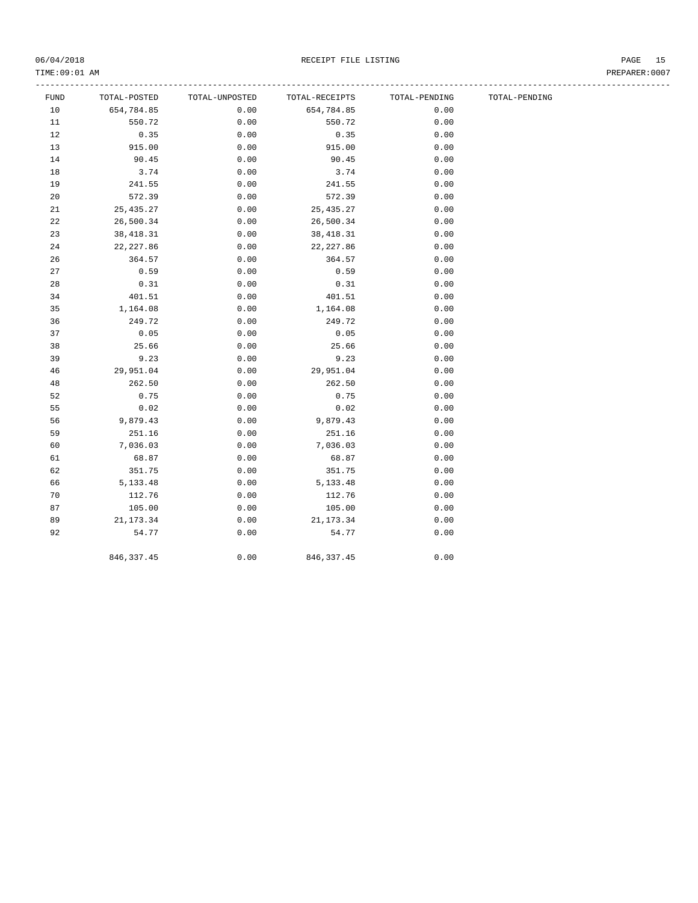06/04/2018 RECEIPT FILE LISTING

TIME:09:01 AM PREPARER:0007

| FUND | TOTAL-POSTED | TOTAL-UNPOSTED | TOTAL-RECEIPTS | TOTAL-PENDING | TOTAL-PENDING |
|---|---|---|---|---|---|
| 10 | 654,784.85 | 0.00 | 654,784.85 | 0.00 | |
| 11 | 550.72 | 0.00 | 550.72 | 0.00 | |
| 12 | 0.35 | 0.00 | 0.35 | 0.00 | |
| 13 | 915.00 | 0.00 | 915.00 | 0.00 | |
| 14 | 90.45 | 0.00 | 90.45 | 0.00 | |
| 18 | 3.74 | 0.00 | 3.74 | 0.00 | |
| 19 | 241.55 | 0.00 | 241.55 | 0.00 | |
| 20 | 572.39 | 0.00 | 572.39 | 0.00 | |
| 21 | 25,435.27 | 0.00 | 25,435.27 | 0.00 | |
| 22 | 26,500.34 | 0.00 | 26,500.34 | 0.00 | |
| 23 | 38,418.31 | 0.00 | 38,418.31 | 0.00 | |
| 24 | 22,227.86 | 0.00 | 22,227.86 | 0.00 | |
| 26 | 364.57 | 0.00 | 364.57 | 0.00 | |
| 27 | 0.59 | 0.00 | 0.59 | 0.00 | |
| 28 | 0.31 | 0.00 | 0.31 | 0.00 | |
| 34 | 401.51 | 0.00 | 401.51 | 0.00 | |
| 35 | 1,164.08 | 0.00 | 1,164.08 | 0.00 | |
| 36 | 249.72 | 0.00 | 249.72 | 0.00 | |
| 37 | 0.05 | 0.00 | 0.05 | 0.00 | |
| 38 | 25.66 | 0.00 | 25.66 | 0.00 | |
| 39 | 9.23 | 0.00 | 9.23 | 0.00 | |
| 46 | 29,951.04 | 0.00 | 29,951.04 | 0.00 | |
| 48 | 262.50 | 0.00 | 262.50 | 0.00 | |
| 52 | 0.75 | 0.00 | 0.75 | 0.00 | |
| 55 | 0.02 | 0.00 | 0.02 | 0.00 | |
| 56 | 9,879.43 | 0.00 | 9,879.43 | 0.00 | |
| 59 | 251.16 | 0.00 | 251.16 | 0.00 | |
| 60 | 7,036.03 | 0.00 | 7,036.03 | 0.00 | |
| 61 | 68.87 | 0.00 | 68.87 | 0.00 | |
| 62 | 351.75 | 0.00 | 351.75 | 0.00 | |
| 66 | 5,133.48 | 0.00 | 5,133.48 | 0.00 | |
| 70 | 112.76 | 0.00 | 112.76 | 0.00 | |
| 87 | 105.00 | 0.00 | 105.00 | 0.00 | |
| 89 | 21,173.34 | 0.00 | 21,173.34 | 0.00 | |
| 92 | 54.77 | 0.00 | 54.77 | 0.00 | |
| | 846,337.45 | 0.00 | 846,337.45 | 0.00 | |